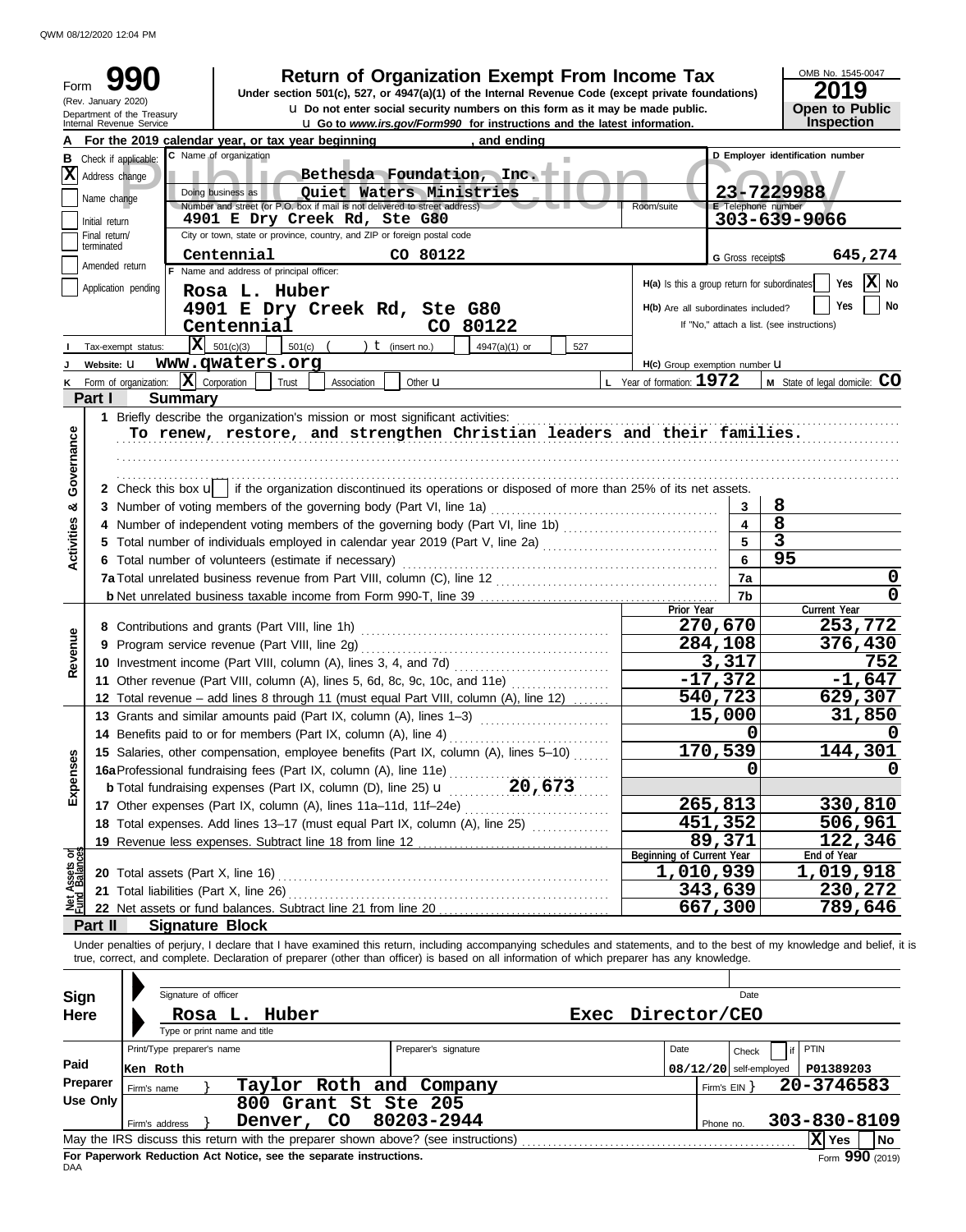QWM 08/12/2020 12:04 PM

# Form 990

**Return of Organization Exempt From Income Tax**

Under section 501(c), 527, or 4947(a)(1) of the Internal Revenue Code (except private foundations)

u Do not enter social security numbers on this form as it may be made public.

u Go to *www.irs.gov/Form990* for instructions and the latest information.

(Rev. January 2020) Department of the Treasury Internal Revenue Service

OMB No. 1545-0047

**2019**

**Open to Public Inspection**

Public Inspection Copy

**A** For the 2019 calendar year, or tax year beginning , and ending

**B** Check if applicable:
- [X] Address change
- [ ] Name change
- [ ] Initial return
- [ ] Final return/terminated
- [ ] Amended return
- [ ] Application pending

**C** Name of organization: Bethesda Foundation, Inc.

Doing business as: Quiet Waters Ministries

Number and street (or P.O. box if mail is not delivered to street address): 4901 E Dry Creek Rd, Ste G80 | Room/suite

City or town, state or province, country, and ZIP or foreign postal code: Centennial CO 80122

**D** Employer identification number: 23-7229988

**E** Telephone number: 303-639-9066

**G** Gross receipts$ 645,274

**F** Name and address of principal officer:
Rosa L. Huber
4901 E Dry Creek Rd, Ste G80
Centennial CO 80122

**H(a)** Is this a group return for subordinates? [ ] Yes [X] No

**H(b)** Are all subordinates included? [ ] Yes [ ] No

If "No," attach a list. (see instructions)

**I** Tax-exempt status: [X] 501(c)(3) [ ] 501(c) ( ) t (insert no.) [ ] 4947(a)(1) or [ ] 527

**J** Website: u www.qwaters.org

**H(c)** Group exemption number u

**K** Form of organization: [X] Corporation [ ] Trust [ ] Association [ ] Other u

**L** Year of formation: 1972

**M** State of legal domicile: CO

## Part I Summary

**Activities & Governance**

1 Briefly describe the organization's mission or most significant activities:
To renew, restore, and strengthen Christian leaders and their families.

2 Check this box u [ ] if the organization discontinued its operations or disposed of more than 25% of its net assets.

| | | | |
|---|---|---|---|
| 3 | Number of voting members of the governing body (Part VI, line 1a) | 3 | 8 |
| 4 | Number of independent voting members of the governing body (Part VI, line 1b) | 4 | 8 |
| 5 | Total number of individuals employed in calendar year 2019 (Part V, line 2a) | 5 | 3 |
| 6 | Total number of volunteers (estimate if necessary) | 6 | 95 |
| 7a | Total unrelated business revenue from Part VIII, column (C), line 12 | 7a | 0 |
| b | Net unrelated business taxable income from Form 990-T, line 39 | 7b | 0 |

| | | Prior Year | Current Year |
|---|---|---|---|
| **Revenue** | | | |
| 8 | Contributions and grants (Part VIII, line 1h) | 270,670 | 253,772 |
| 9 | Program service revenue (Part VIII, line 2g) | 284,108 | 376,430 |
| 10 | Investment income (Part VIII, column (A), lines 3, 4, and 7d) | 3,317 | 752 |
| 11 | Other revenue (Part VIII, column (A), lines 5, 6d, 8c, 9c, 10c, and 11e) | -17,372 | -1,647 |
| 12 | Total revenue – add lines 8 through 11 (must equal Part VIII, column (A), line 12) | 540,723 | 629,307 |
| **Expenses** | | | |
| 13 | Grants and similar amounts paid (Part IX, column (A), lines 1–3) | 15,000 | 31,850 |
| 14 | Benefits paid to or for members (Part IX, column (A), line 4) | 0 | 0 |
| 15 | Salaries, other compensation, employee benefits (Part IX, column (A), lines 5–10) | 170,539 | 144,301 |
| 16a | Professional fundraising fees (Part IX, column (A), line 11e) | 0 | 0 |
| b | Total fundraising expenses (Part IX, column (D), line 25) u 20,673 | | |
| 17 | Other expenses (Part IX, column (A), lines 11a–11d, 11f–24e) | 265,813 | 330,810 |
| 18 | Total expenses. Add lines 13–17 (must equal Part IX, column (A), line 25) | 451,352 | 506,961 |
| 19 | Revenue less expenses. Subtract line 18 from line 12 | 89,371 | 122,346 |
| **Net Assets or Fund Balances** | | **Beginning of Current Year** | **End of Year** |
| 20 | Total assets (Part X, line 16) | 1,010,939 | 1,019,918 |
| 21 | Total liabilities (Part X, line 26) | 343,639 | 230,272 |
| 22 | Net assets or fund balances. Subtract line 21 from line 20 | 667,300 | 789,646 |

## Part II Signature Block

Under penalties of perjury, I declare that I have examined this return, including accompanying schedules and statements, and to the best of my knowledge and belief, it is true, correct, and complete. Declaration of preparer (other than officer) is based on all information of which preparer has any knowledge.

**Sign Here**

Signature of officer | Date

Rosa L. Huber Exec Director/CEO

Type or print name and title

**Paid Preparer Use Only**

| Print/Type preparer's name | Preparer's signature | Date | Check [ ] if self-employed | PTIN |
|---|---|---|---|---|
| Ken Roth | | 08/12/20 | | P01389203 |

Firm's name } Taylor Roth and Company — Firm's EIN } 20-3746583

Firm's address } 800 Grant St Ste 205, Denver, CO 80203-2944 — Phone no. 303-830-8109

May the IRS discuss this return with the preparer shown above? (see instructions) [X] Yes [ ] No

**For Paperwork Reduction Act Notice, see the separate instructions.**

DAA Form **990** (2019)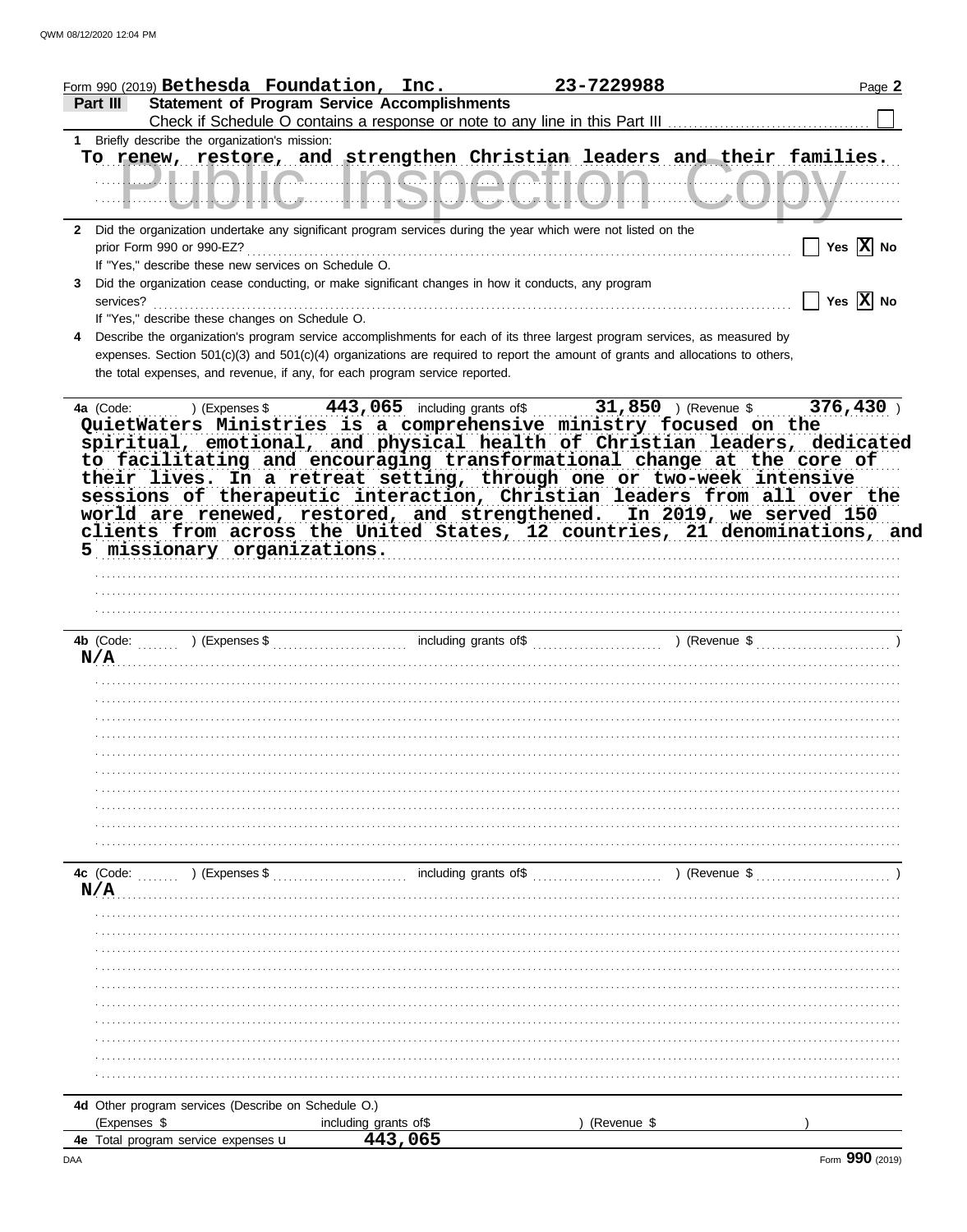Form 990 (2019) **Bethesda Foundation, Inc.** **23-7229988** Page **2**

## Part III Statement of Program Service Accomplishments

Check if Schedule O contains a response or note to any line in this Part III ☐

**1** Briefly describe the organization's mission:

**To renew, restore, and strengthen Christian leaders and their families.**

Public Inspection Copy

**2** Did the organization undertake any significant program services during the year which were not listed on the prior Form 990 or 990-EZ? ☐ Yes ☒ No

If "Yes," describe these new services on Schedule O.

**3** Did the organization cease conducting, or make significant changes in how it conducts, any program services? ☐ Yes ☒ No

If "Yes," describe these changes on Schedule O.

**4** Describe the organization's program service accomplishments for each of its three largest program services, as measured by expenses. Section 501(c)(3) and 501(c)(4) organizations are required to report the amount of grants and allocations to others, the total expenses, and revenue, if any, for each program service reported.

**4a** (Code: ) (Expenses $ **443,065** including grants of$ **31,850** ) (Revenue $ **376,430** )

**QuietWaters Ministries is a comprehensive ministry focused on the spiritual, emotional, and physical health of Christian leaders, dedicated to facilitating and encouraging transformational change at the core of their lives. In a retreat setting, through one or two-week intensive sessions of therapeutic interaction, Christian leaders from all over the world are renewed, restored, and strengthened. In 2019, we served 150 clients from across the United States, 12 countries, 21 denominations, and 5 missionary organizations.**

**4b** (Code: ) (Expenses $ including grants of$ ) (Revenue $ )

**N/A**

**4c** (Code: ) (Expenses $ including grants of$ ) (Revenue $ )

**N/A**

**4d** Other program services (Describe on Schedule O.)

(Expenses $ including grants of$ ) (Revenue $ )

**4e** Total program service expenses u **443,065**

Form **990** (2019)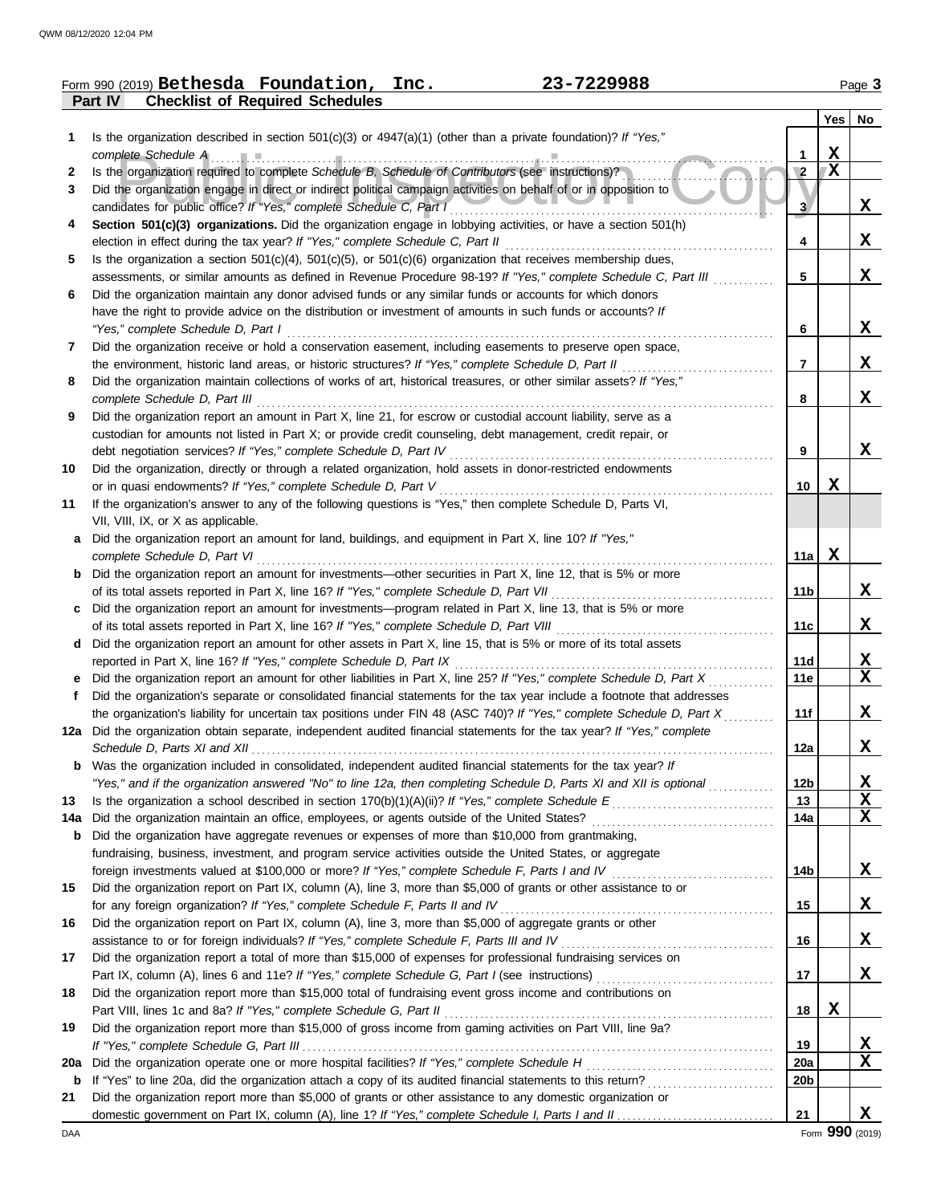Form 990 (2019) **Bethesda Foundation, Inc.** **23-7229988**

**Part IV Checklist of Required Schedules**

| | | | Yes | No |
|---|---|---|---|---|
| **1** | Is the organization described in section 501(c)(3) or 4947(a)(1) (other than a private foundation)? *If "Yes," complete Schedule A* | **1** | X | |
| **2** | Is the organization required to complete *Schedule B, Schedule of Contributors* (see instructions)? | **2** | X | |
| **3** | Did the organization engage in direct or indirect political campaign activities on behalf of or in opposition to candidates for public office? *If "Yes," complete Schedule C, Part I* | **3** | | X |
| **4** | **Section 501(c)(3) organizations.** Did the organization engage in lobbying activities, or have a section 501(h) election in effect during the tax year? *If "Yes," complete Schedule C, Part II* | **4** | | X |
| **5** | Is the organization a section 501(c)(4), 501(c)(5), or 501(c)(6) organization that receives membership dues, assessments, or similar amounts as defined in Revenue Procedure 98-19? *If "Yes," complete Schedule C, Part III* | **5** | | X |
| **6** | Did the organization maintain any donor advised funds or any similar funds or accounts for which donors have the right to provide advice on the distribution or investment of amounts in such funds or accounts? *If "Yes," complete Schedule D, Part I* | **6** | | X |
| **7** | Did the organization receive or hold a conservation easement, including easements to preserve open space, the environment, historic land areas, or historic structures? *If "Yes," complete Schedule D, Part II* | **7** | | X |
| **8** | Did the organization maintain collections of works of art, historical treasures, or other similar assets? *If "Yes," complete Schedule D, Part III* | **8** | | X |
| **9** | Did the organization report an amount in Part X, line 21, for escrow or custodial account liability, serve as a custodian for amounts not listed in Part X; or provide credit counseling, debt management, credit repair, or debt negotiation services? *If "Yes," complete Schedule D, Part IV* | **9** | | X |
| **10** | Did the organization, directly or through a related organization, hold assets in donor-restricted endowments or in quasi endowments? *If "Yes," complete Schedule D, Part V* | **10** | X | |
| **11** | If the organization's answer to any of the following questions is "Yes," then complete Schedule D, Parts VI, VII, VIII, IX, or X as applicable. | | | |
| **a** | Did the organization report an amount for land, buildings, and equipment in Part X, line 10? *If "Yes," complete Schedule D, Part VI* | **11a** | X | |
| **b** | Did the organization report an amount for investments—other securities in Part X, line 12, that is 5% or more of its total assets reported in Part X, line 16? *If "Yes," complete Schedule D, Part VII* | **11b** | | X |
| **c** | Did the organization report an amount for investments—program related in Part X, line 13, that is 5% or more of its total assets reported in Part X, line 16? *If "Yes," complete Schedule D, Part VIII* | **11c** | | X |
| **d** | Did the organization report an amount for other assets in Part X, line 15, that is 5% or more of its total assets reported in Part X, line 16? *If "Yes," complete Schedule D, Part IX* | **11d** | | X |
| **e** | Did the organization report an amount for other liabilities in Part X, line 25? *If "Yes," complete Schedule D, Part X* | **11e** | | X |
| **f** | Did the organization's separate or consolidated financial statements for the tax year include a footnote that addresses the organization's liability for uncertain tax positions under FIN 48 (ASC 740)? *If "Yes," complete Schedule D, Part X* | **11f** | | X |
| **12a** | Did the organization obtain separate, independent audited financial statements for the tax year? *If "Yes," complete Schedule D, Parts XI and XII* | **12a** | | X |
| **b** | Was the organization included in consolidated, independent audited financial statements for the tax year? *If "Yes," and if the organization answered "No" to line 12a, then completing Schedule D, Parts XI and XII is optional* | **12b** | | X |
| **13** | Is the organization a school described in section 170(b)(1)(A)(ii)? *If "Yes," complete Schedule E* | **13** | | X |
| **14a** | Did the organization maintain an office, employees, or agents outside of the United States? | **14a** | | X |
| **b** | Did the organization have aggregate revenues or expenses of more than $10,000 from grantmaking, fundraising, business, investment, and program service activities outside the United States, or aggregate foreign investments valued at $100,000 or more? *If "Yes," complete Schedule F, Parts I and IV* | **14b** | | X |
| **15** | Did the organization report on Part IX, column (A), line 3, more than $5,000 of grants or other assistance to or for any foreign organization? *If "Yes," complete Schedule F, Parts II and IV* | **15** | | X |
| **16** | Did the organization report on Part IX, column (A), line 3, more than $5,000 of aggregate grants or other assistance to or for foreign individuals? *If "Yes," complete Schedule F, Parts III and IV* | **16** | | X |
| **17** | Did the organization report a total of more than $15,000 of expenses for professional fundraising services on Part IX, column (A), lines 6 and 11e? *If "Yes," complete Schedule G, Part I* (see instructions) | **17** | | X |
| **18** | Did the organization report more than $15,000 total of fundraising event gross income and contributions on Part VIII, lines 1c and 8a? *If "Yes," complete Schedule G, Part II* | **18** | X | |
| **19** | Did the organization report more than $15,000 of gross income from gaming activities on Part VIII, line 9a? *If "Yes," complete Schedule G, Part III* | **19** | | X |
| **20a** | Did the organization operate one or more hospital facilities? *If "Yes," complete Schedule H* | **20a** | | X |
| **b** | If "Yes" to line 20a, did the organization attach a copy of its audited financial statements to this return? | **20b** | | |
| **21** | Did the organization report more than $5,000 of grants or other assistance to any domestic organization or domestic government on Part IX, column (A), line 1? *If "Yes," complete Schedule I, Parts I and II* | **21** | | X |

Form **990** (2019)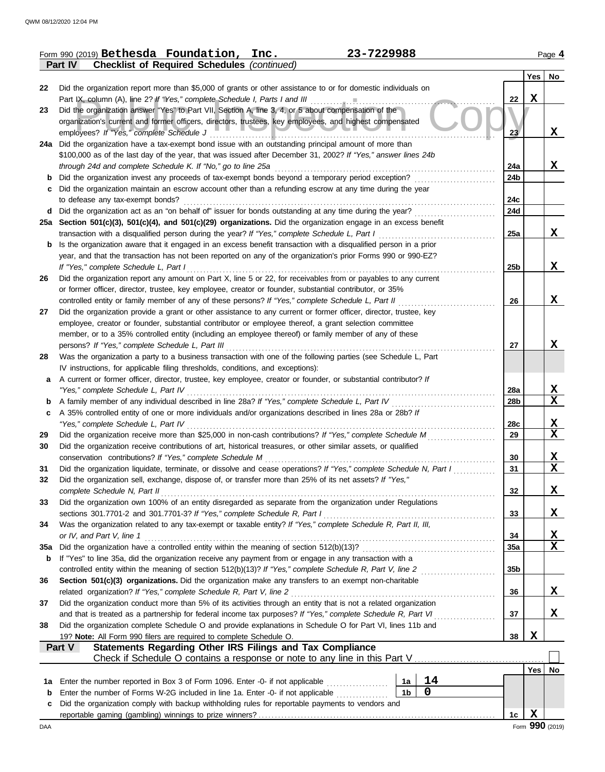Form 990 (2019) **Bethesda Foundation, Inc.** **23-7229988**

## Part IV Checklist of Required Schedules *(continued)*

| | | | Yes | No |
|---|---|---|---|---|
| 22 | Did the organization report more than $5,000 of grants or other assistance to or for domestic individuals on Part IX, column (A), line 2? *If "Yes," complete Schedule I, Parts I and III* | 22 | X | |
| 23 | Did the organization answer "Yes" to Part VII, Section A, line 3, 4, or 5 about compensation of the organization's current and former officers, directors, trustees, key employees, and highest compensated employees? *If "Yes," complete Schedule J* | 23 | | X |
| 24a | Did the organization have a tax-exempt bond issue with an outstanding principal amount of more than $100,000 as of the last day of the year, that was issued after December 31, 2002? *If "Yes," answer lines 24b through 24d and complete Schedule K. If "No," go to line 25a* | 24a | | X |
| b | Did the organization invest any proceeds of tax-exempt bonds beyond a temporary period exception? | 24b | | |
| c | Did the organization maintain an escrow account other than a refunding escrow at any time during the year to defease any tax-exempt bonds? | 24c | | |
| d | Did the organization act as an "on behalf of" issuer for bonds outstanding at any time during the year? | 24d | | |
| 25a | **Section 501(c)(3), 501(c)(4), and 501(c)(29) organizations.** Did the organization engage in an excess benefit transaction with a disqualified person during the year? *If "Yes," complete Schedule L, Part I* | 25a | | X |
| b | Is the organization aware that it engaged in an excess benefit transaction with a disqualified person in a prior year, and that the transaction has not been reported on any of the organization's prior Forms 990 or 990-EZ? *If "Yes," complete Schedule L, Part I* | 25b | | X |
| 26 | Did the organization report any amount on Part X, line 5 or 22, for receivables from or payables to any current or former officer, director, trustee, key employee, creator or founder, substantial contributor, or 35% controlled entity or family member of any of these persons? *If "Yes," complete Schedule L, Part II* | 26 | | X |
| 27 | Did the organization provide a grant or other assistance to any current or former officer, director, trustee, key employee, creator or founder, substantial contributor or employee thereof, a grant selection committee member, or to a 35% controlled entity (including an employee thereof) or family member of any of these persons? *If "Yes," complete Schedule L, Part III* | 27 | | X |
| 28 | Was the organization a party to a business transaction with one of the following parties (see Schedule L, Part IV instructions, for applicable filing thresholds, conditions, and exceptions): | | | |
| a | A current or former officer, director, trustee, key employee, creator or founder, or substantial contributor? *If "Yes," complete Schedule L, Part IV* | 28a | | X |
| b | A family member of any individual described in line 28a? *If "Yes," complete Schedule L, Part IV* | 28b | | X |
| c | A 35% controlled entity of one or more individuals and/or organizations described in lines 28a or 28b? *If "Yes," complete Schedule L, Part IV* | 28c | | X |
| 29 | Did the organization receive more than $25,000 in non-cash contributions? *If "Yes," complete Schedule M* | 29 | | X |
| 30 | Did the organization receive contributions of art, historical treasures, or other similar assets, or qualified conservation contributions? *If "Yes," complete Schedule M* | 30 | | X |
| 31 | Did the organization liquidate, terminate, or dissolve and cease operations? *If "Yes," complete Schedule N, Part I* | 31 | | X |
| 32 | Did the organization sell, exchange, dispose of, or transfer more than 25% of its net assets? *If "Yes," complete Schedule N, Part II* | 32 | | X |
| 33 | Did the organization own 100% of an entity disregarded as separate from the organization under Regulations sections 301.7701-2 and 301.7701-3? *If "Yes," complete Schedule R, Part I* | 33 | | X |
| 34 | Was the organization related to any tax-exempt or taxable entity? *If "Yes," complete Schedule R, Part II, III, or IV, and Part V, line 1* | 34 | | X |
| 35a | Did the organization have a controlled entity within the meaning of section 512(b)(13)? | 35a | | X |
| b | If "Yes" to line 35a, did the organization receive any payment from or engage in any transaction with a controlled entity within the meaning of section 512(b)(13)? *If "Yes," complete Schedule R, Part V, line 2* | 35b | | |
| 36 | **Section 501(c)(3) organizations.** Did the organization make any transfers to an exempt non-charitable related organization? *If "Yes," complete Schedule R, Part V, line 2* | 36 | | X |
| 37 | Did the organization conduct more than 5% of its activities through an entity that is not a related organization and that is treated as a partnership for federal income tax purposes? *If "Yes," complete Schedule R, Part VI* | 37 | | X |
| 38 | Did the organization complete Schedule O and provide explanations in Schedule O for Part VI, lines 11b and 19? **Note:** All Form 990 filers are required to complete Schedule O. | 38 | X | |

## Part V Statements Regarding Other IRS Filings and Tax Compliance

Check if Schedule O contains a response or note to any line in this Part V ☐

| | | | | | Yes | No |
|---|---|---|---|---|---|---|
| 1a | Enter the number reported in Box 3 of Form 1096. Enter -0- if not applicable | 1a | 14 | | | |
| b | Enter the number of Forms W-2G included in line 1a. Enter -0- if not applicable | 1b | 0 | | | |
| c | Did the organization comply with backup withholding rules for reportable payments to vendors and reportable gaming (gambling) winnings to prize winners? | | | 1c | X | |

Form **990** (2019)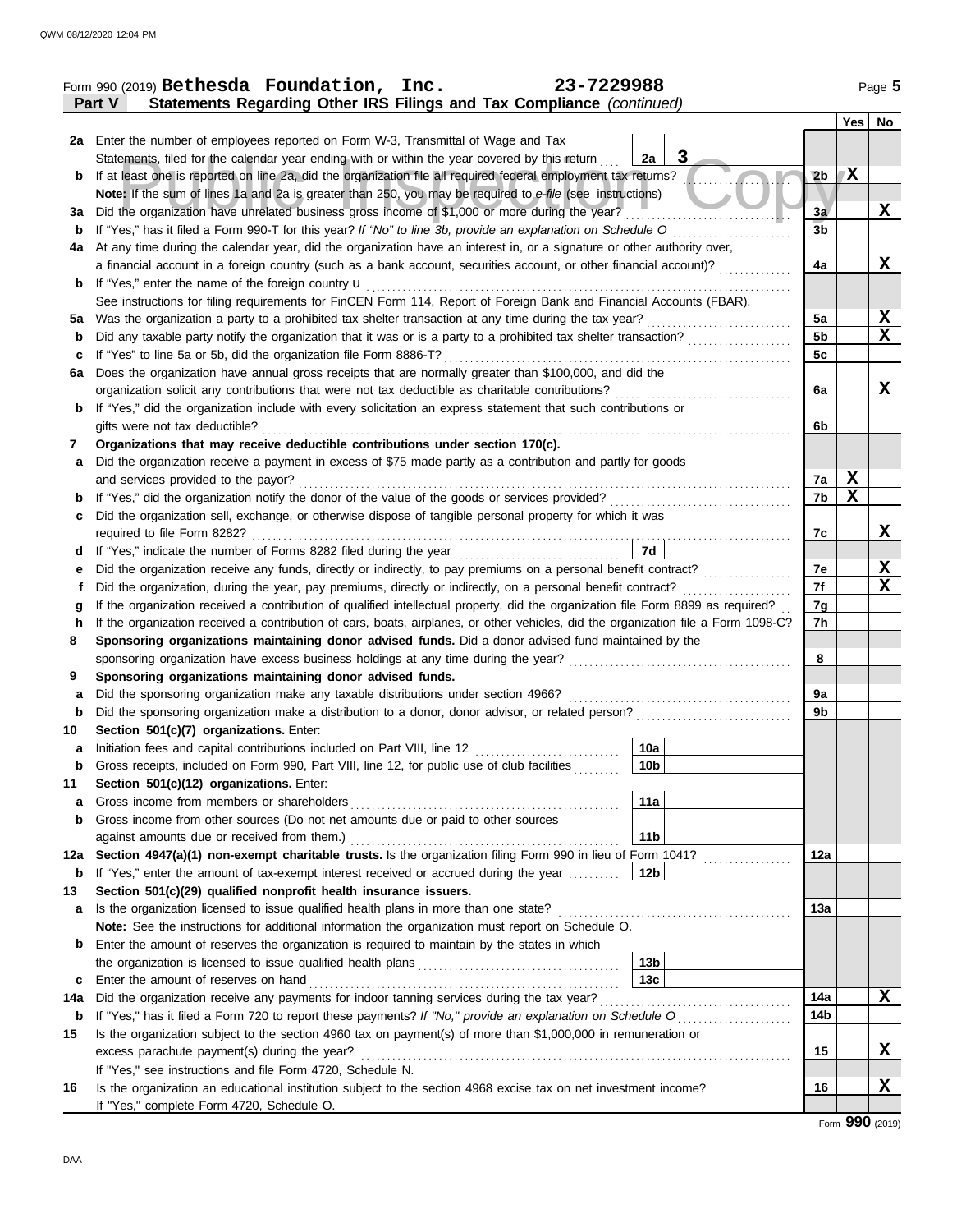Form 990 (2019) **Bethesda Foundation, Inc.** 23-7229988

**Part V — Statements Regarding Other IRS Filings and Tax Compliance** *(continued)*

| | | | | Yes | No |
|---|---|---|---|---|---|
| **2a** | Enter the number of employees reported on Form W-3, Transmittal of Wage and Tax Statements, filed for the calendar year ending with or within the year covered by this return | 2a | 3 | | |
| **b** | If at least one is reported on line 2a, did the organization file all required federal employment tax returns? | | 2b | X | |
| | **Note:** If the sum of lines 1a and 2a is greater than 250, you may be required to *e-file* (see instructions) | | | | |
| **3a** | Did the organization have unrelated business gross income of $1,000 or more during the year? | | 3a | | X |
| **b** | If "Yes," has it filed a Form 990-T for this year? *If "No" to line 3b, provide an explanation on Schedule O* | | 3b | | |
| **4a** | At any time during the calendar year, did the organization have an interest in, or a signature or other authority over, a financial account in a foreign country (such as a bank account, securities account, or other financial account)? | | 4a | | X |
| **b** | If "Yes," enter the name of the foreign country u | | | | |
| | See instructions for filing requirements for FinCEN Form 114, Report of Foreign Bank and Financial Accounts (FBAR). | | | | |
| **5a** | Was the organization a party to a prohibited tax shelter transaction at any time during the tax year? | | 5a | | X |
| **b** | Did any taxable party notify the organization that it was or is a party to a prohibited tax shelter transaction? | | 5b | | X |
| **c** | If "Yes" to line 5a or 5b, did the organization file Form 8886-T? | | 5c | | |
| **6a** | Does the organization have annual gross receipts that are normally greater than $100,000, and did the organization solicit any contributions that were not tax deductible as charitable contributions? | | 6a | | X |
| **b** | If "Yes," did the organization include with every solicitation an express statement that such contributions or gifts were not tax deductible? | | 6b | | |
| **7** | **Organizations that may receive deductible contributions under section 170(c).** | | | | |
| **a** | Did the organization receive a payment in excess of $75 made partly as a contribution and partly for goods and services provided to the payor? | | 7a | X | |
| **b** | If "Yes," did the organization notify the donor of the value of the goods or services provided? | | 7b | X | |
| **c** | Did the organization sell, exchange, or otherwise dispose of tangible personal property for which it was required to file Form 8282? | | 7c | | X |
| **d** | If "Yes," indicate the number of Forms 8282 filed during the year | 7d | | | |
| **e** | Did the organization receive any funds, directly or indirectly, to pay premiums on a personal benefit contract? | | 7e | | X |
| **f** | Did the organization, during the year, pay premiums, directly or indirectly, on a personal benefit contract? | | 7f | | X |
| **g** | If the organization received a contribution of qualified intellectual property, did the organization file Form 8899 as required? | | 7g | | |
| **h** | If the organization received a contribution of cars, boats, airplanes, or other vehicles, did the organization file a Form 1098-C? | | 7h | | |
| **8** | **Sponsoring organizations maintaining donor advised funds.** Did a donor advised fund maintained by the sponsoring organization have excess business holdings at any time during the year? | | 8 | | |
| **9** | **Sponsoring organizations maintaining donor advised funds.** | | | | |
| **a** | Did the sponsoring organization make any taxable distributions under section 4966? | | 9a | | |
| **b** | Did the sponsoring organization make a distribution to a donor, donor advisor, or related person? | | 9b | | |
| **10** | **Section 501(c)(7) organizations.** Enter: | | | | |
| **a** | Initiation fees and capital contributions included on Part VIII, line 12 | 10a | | | |
| **b** | Gross receipts, included on Form 990, Part VIII, line 12, for public use of club facilities | 10b | | | |
| **11** | **Section 501(c)(12) organizations.** Enter: | | | | |
| **a** | Gross income from members or shareholders | 11a | | | |
| **b** | Gross income from other sources (Do not net amounts due or paid to other sources against amounts due or received from them.) | 11b | | | |
| **12a** | **Section 4947(a)(1) non-exempt charitable trusts.** Is the organization filing Form 990 in lieu of Form 1041? | | 12a | | |
| **b** | If "Yes," enter the amount of tax-exempt interest received or accrued during the year | 12b | | | |
| **13** | **Section 501(c)(29) qualified nonprofit health insurance issuers.** | | | | |
| **a** | Is the organization licensed to issue qualified health plans in more than one state? | | 13a | | |
| | **Note:** See the instructions for additional information the organization must report on Schedule O. | | | | |
| **b** | Enter the amount of reserves the organization is required to maintain by the states in which the organization is licensed to issue qualified health plans | 13b | | | |
| **c** | Enter the amount of reserves on hand | 13c | | | |
| **14a** | Did the organization receive any payments for indoor tanning services during the tax year? | | 14a | | X |
| **b** | If "Yes," has it filed a Form 720 to report these payments? *If "No," provide an explanation on Schedule O* | | 14b | | |
| **15** | Is the organization subject to the section 4960 tax on payment(s) of more than $1,000,000 in remuneration or excess parachute payment(s) during the year? | | 15 | | X |
| | If "Yes," see instructions and file Form 4720, Schedule N. | | | | |
| **16** | Is the organization an educational institution subject to the section 4968 excise tax on net investment income? | | 16 | | X |
| | If "Yes," complete Form 4720, Schedule O. | | | | |

Form **990** (2019)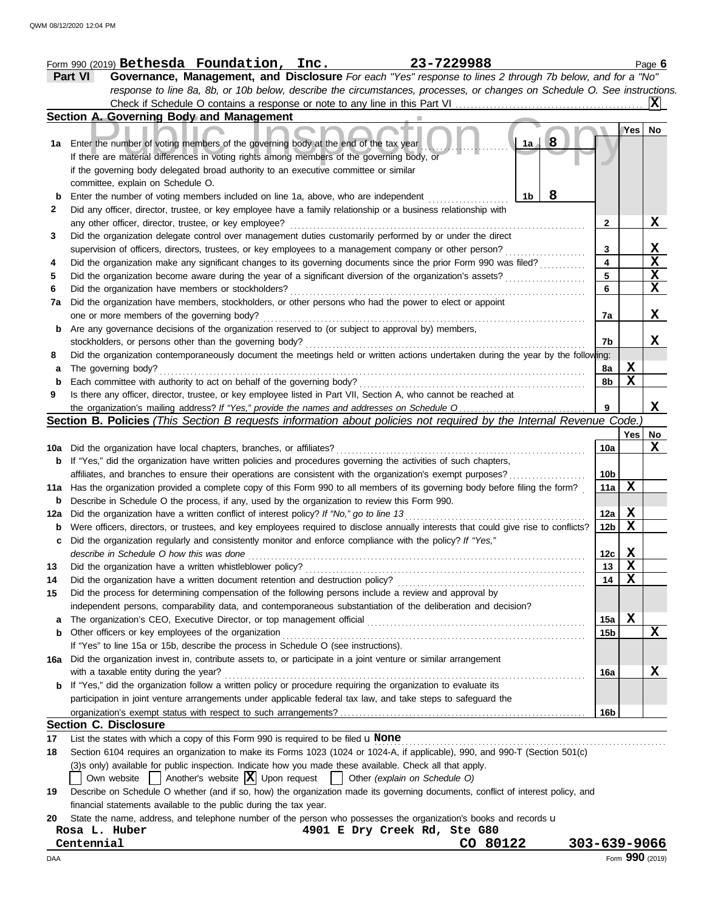Form 990 (2019) **Bethesda Foundation, Inc.** **23-7229988**

**Part VI** **Governance, Management, and Disclosure** *For each "Yes" response to lines 2 through 7b below, and for a "No" response to line 8a, 8b, or 10b below, describe the circumstances, processes, or changes on Schedule O. See instructions.*

Check if Schedule O contains a response or note to any line in this Part VI ..... **X**

## Section A. Governing Body and Management

| | | | Yes | No |
|---|---|---|---|---|
| **1a** | Enter the number of voting members of the governing body at the end of the tax year ..... 1a **8**<br>If there are material differences in voting rights among members of the governing body, or if the governing body delegated broad authority to an executive committee or similar committee, explain on Schedule O. | | | |
| **b** | Enter the number of voting members included on line 1a, above, who are independent ..... 1b **8** | | | |
| **2** | Did any officer, director, trustee, or key employee have a family relationship or a business relationship with any other officer, director, trustee, or key employee? | 2 | | X |
| **3** | Did the organization delegate control over management duties customarily performed by or under the direct supervision of officers, directors, trustees, or key employees to a management company or other person? | 3 | | X |
| **4** | Did the organization make any significant changes to its governing documents since the prior Form 990 was filed? | 4 | | X |
| **5** | Did the organization become aware during the year of a significant diversion of the organization's assets? | 5 | | X |
| **6** | Did the organization have members or stockholders? | 6 | | X |
| **7a** | Did the organization have members, stockholders, or other persons who had the power to elect or appoint one or more members of the governing body? | 7a | | X |
| **b** | Are any governance decisions of the organization reserved to (or subject to approval by) members, stockholders, or persons other than the governing body? | 7b | | X |
| **8** | Did the organization contemporaneously document the meetings held or written actions undertaken during the year by the following: | | | |
| **a** | The governing body? | 8a | X | |
| **b** | Each committee with authority to act on behalf of the governing body? | 8b | X | |
| **9** | Is there any officer, director, trustee, or key employee listed in Part VII, Section A, who cannot be reached at the organization's mailing address? *If "Yes," provide the names and addresses on Schedule O* | 9 | | X |

## Section B. Policies *(This Section B requests information about policies not required by the Internal Revenue Code.)*

| | | | Yes | No |
|---|---|---|---|---|
| **10a** | Did the organization have local chapters, branches, or affiliates? | 10a | | X |
| **b** | If "Yes," did the organization have written policies and procedures governing the activities of such chapters, affiliates, and branches to ensure their operations are consistent with the organization's exempt purposes? | 10b | | |
| **11a** | Has the organization provided a complete copy of this Form 990 to all members of its governing body before filing the form? | 11a | X | |
| **b** | Describe in Schedule O the process, if any, used by the organization to review this Form 990. | | | |
| **12a** | Did the organization have a written conflict of interest policy? *If "No," go to line 13* | 12a | X | |
| **b** | Were officers, directors, or trustees, and key employees required to disclose annually interests that could give rise to conflicts? | 12b | X | |
| **c** | Did the organization regularly and consistently monitor and enforce compliance with the policy? *If "Yes," describe in Schedule O how this was done* | 12c | X | |
| **13** | Did the organization have a written whistleblower policy? | 13 | X | |
| **14** | Did the organization have a written document retention and destruction policy? | 14 | X | |
| **15** | Did the process for determining compensation of the following persons include a review and approval by independent persons, comparability data, and contemporaneous substantiation of the deliberation and decision? | | | |
| **a** | The organization's CEO, Executive Director, or top management official | 15a | X | |
| **b** | Other officers or key employees of the organization<br>If "Yes" to line 15a or 15b, describe the process in Schedule O (see instructions). | 15b | | X |
| **16a** | Did the organization invest in, contribute assets to, or participate in a joint venture or similar arrangement with a taxable entity during the year? | 16a | | X |
| **b** | If "Yes," did the organization follow a written policy or procedure requiring the organization to evaluate its participation in joint venture arrangements under applicable federal tax law, and take steps to safeguard the organization's exempt status with respect to such arrangements? | 16b | | |

## Section C. Disclosure

**17** List the states with which a copy of this Form 990 is required to be filed u **None**

**18** Section 6104 requires an organization to make its Forms 1023 (1024 or 1024-A, if applicable), 990, and 990-T (Section 501(c)(3)s only) available for public inspection. Indicate how you made these available. Check all that apply.

☐ Own website ☐ Another's website ☒ Upon request ☐ Other *(explain on Schedule O)*

**19** Describe on Schedule O whether (and if so, how) the organization made its governing documents, conflict of interest policy, and financial statements available to the public during the tax year.

**20** State the name, address, and telephone number of the person who possesses the organization's books and records u

**Rosa L. Huber** **4901 E Dry Creek Rd, Ste G80**
**Centennial** **CO 80122** **303-639-9066**

Form **990** (2019)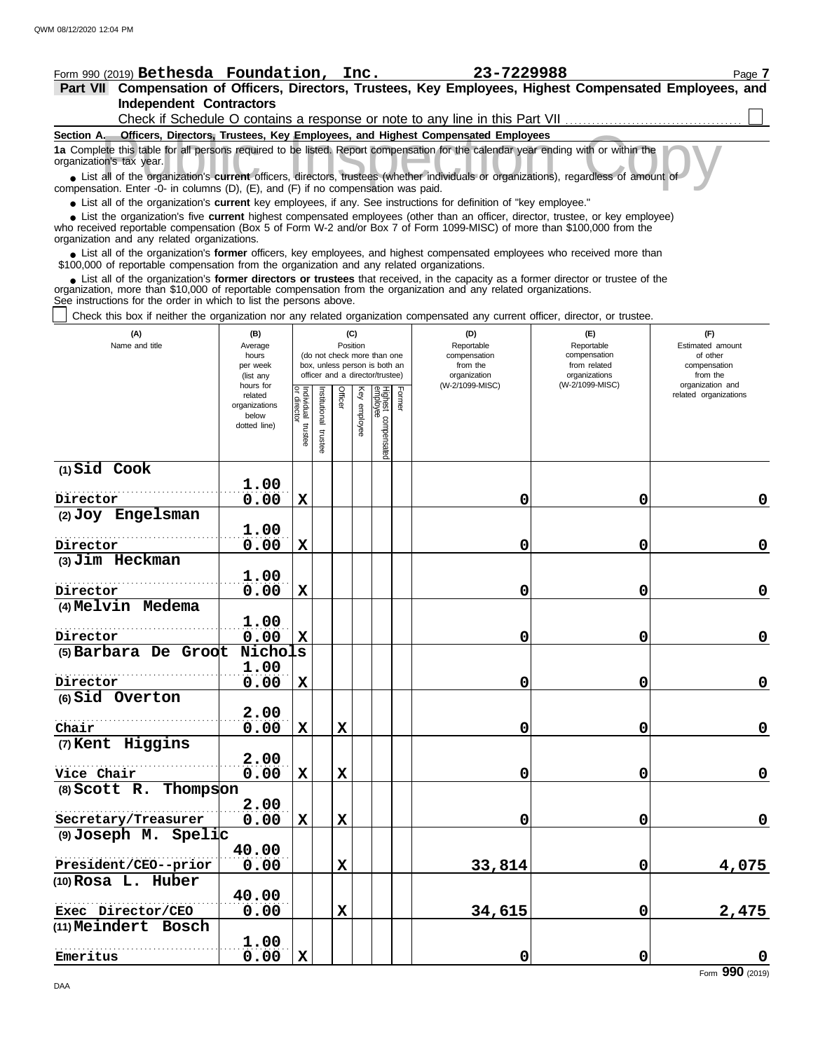Form 990 (2019) **Bethesda Foundation, Inc.** **23-7229988**

**Part VII Compensation of Officers, Directors, Trustees, Key Employees, Highest Compensated Employees, and Independent Contractors**

Check if Schedule O contains a response or note to any line in this Part VII ☐

**Section A. Officers, Directors, Trustees, Key Employees, and Highest Compensated Employees**

**1a** Complete this table for all persons required to be listed. Report compensation for the calendar year ending with or within the organization's tax year.

- List all of the organization's **current** officers, directors, trustees (whether individuals or organizations), regardless of amount of compensation. Enter -0- in columns (D), (E), and (F) if no compensation was paid.
- List all of the organization's **current** key employees, if any. See instructions for definition of "key employee."
- List the organization's five **current** highest compensated employees (other than an officer, director, trustee, or key employee) who received reportable compensation (Box 5 of Form W-2 and/or Box 7 of Form 1099-MISC) of more than $100,000 from the organization and any related organizations.
- List all of the organization's **former** officers, key employees, and highest compensated employees who received more than $100,000 of reportable compensation from the organization and any related organizations.
- List all of the organization's **former directors or trustees** that received, in the capacity as a former director or trustee of the organization, more than $10,000 of reportable compensation from the organization and any related organizations.

See instructions for the order in which to list the persons above.

☐ Check this box if neither the organization nor any related organization compensated any current officer, director, or trustee.

| (A) Name and title | (B) Average hours per week (list any hours for related organizations below dotted line) | (C) Position: Individual trustee or director | Institutional trustee | Officer | Key employee | Highest compensated employee | Former | (D) Reportable compensation from the organization (W-2/1099-MISC) | (E) Reportable compensation from related organizations (W-2/1099-MISC) | (F) Estimated amount of other compensation from the organization and related organizations |
|---|---|---|---|---|---|---|---|---|---|---|
| (1) Sid Cook<br>Director | 1.00<br>0.00 | X | | | | | | 0 | 0 | 0 |
| (2) Joy Engelsman<br>Director | 1.00<br>0.00 | X | | | | | | 0 | 0 | 0 |
| (3) Jim Heckman<br>Director | 1.00<br>0.00 | X | | | | | | 0 | 0 | 0 |
| (4) Melvin Medema<br>Director | 1.00<br>0.00 | X | | | | | | 0 | 0 | 0 |
| (5) Barbara De Groot Nichols<br>Director | 1.00<br>0.00 | X | | | | | | 0 | 0 | 0 |
| (6) Sid Overton<br>Chair | 2.00<br>0.00 | X | | X | | | | 0 | 0 | 0 |
| (7) Kent Higgins<br>Vice Chair | 2.00<br>0.00 | X | | X | | | | 0 | 0 | 0 |
| (8) Scott R. Thompson<br>Secretary/Treasurer | 2.00<br>0.00 | X | | X | | | | 0 | 0 | 0 |
| (9) Joseph M. Spelic<br>President/CEO--prior | 40.00<br>0.00 | | | X | | | | 33,814 | 0 | 4,075 |
| (10) Rosa L. Huber<br>Exec Director/CEO | 40.00<br>0.00 | | | X | | | | 34,615 | 0 | 2,475 |
| (11) Meindert Bosch<br>Emeritus | 1.00<br>0.00 | X | | | | | | 0 | 0 | 0 |

Form **990** (2019)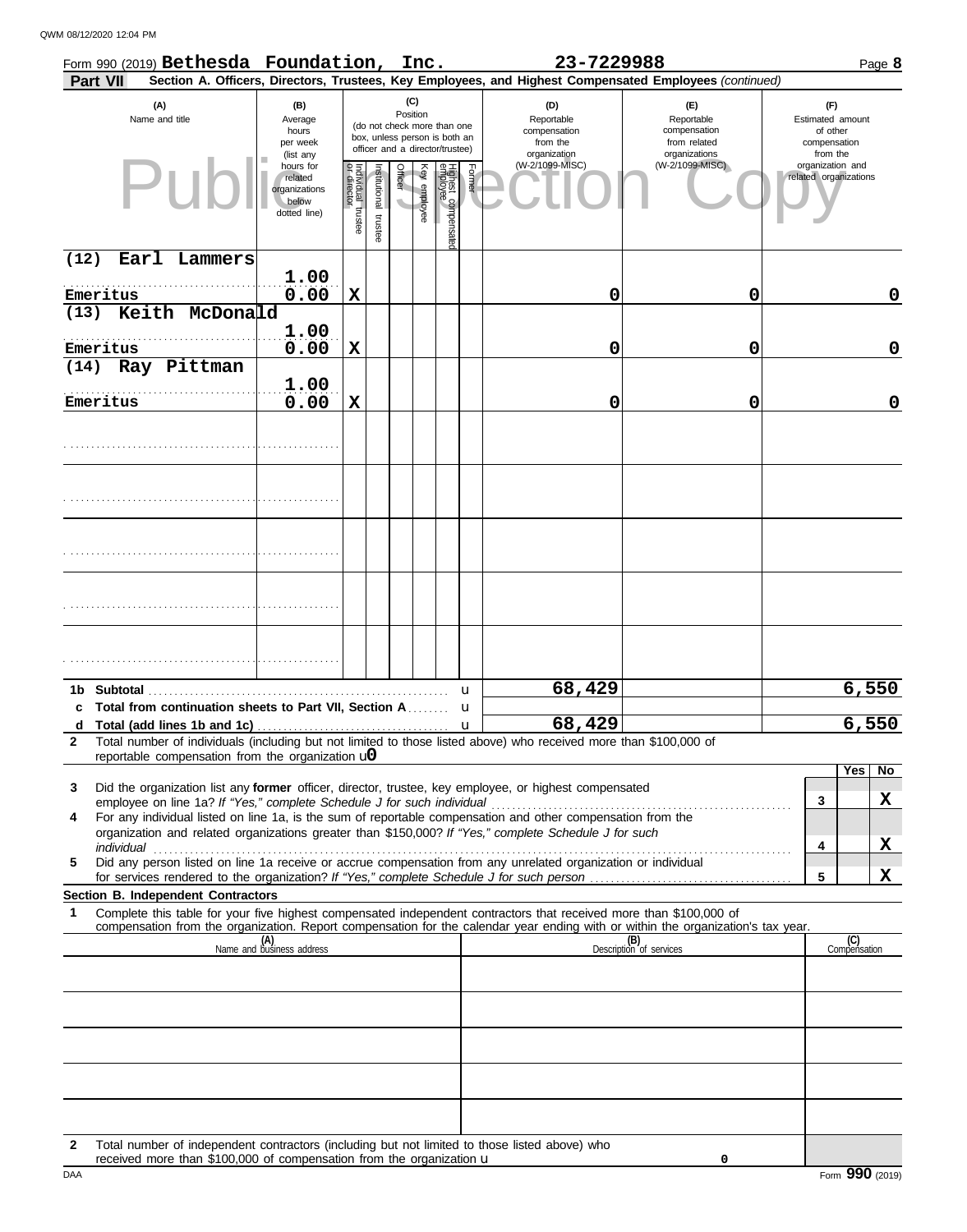Form 990 (2019) **Bethesda Foundation, Inc.** **23-7229988** Page **8**

**Part VII** **Section A. Officers, Directors, Trustees, Key Employees, and Highest Compensated Employees** *(continued)*

| (A) Name and title | (B) Average hours per week (list any hours for related organizations below dotted line) | (C) Position: Individual trustee or director | Institutional trustee | Officer | Key employee | Highest compensated employee | Former | (D) Reportable compensation from the organization (W-2/1099-MISC) | (E) Reportable compensation from related organizations (W-2/1099-MISC) | (F) Estimated amount of other compensation from the organization and related organizations |
|---|---|---|---|---|---|---|---|---|---|---|
| (12) **Earl Lammers** Emeritus | 1.00 / 0.00 | X | | | | | | 0 | 0 | 0 |
| (13) **Keith McDonald** Emeritus | 1.00 / 0.00 | X | | | | | | 0 | 0 | 0 |
| (14) **Ray Pittman** Emeritus | 1.00 / 0.00 | X | | | | | | 0 | 0 | 0 |
| | | | | | | | | | | |
| | | | | | | | | | | |
| | | | | | | | | | | |
| | | | | | | | | | | |
| | | | | | | | | | | |
| **1b Subtotal** | | | | | | | | 68,429 | | 6,550 |
| **c Total from continuation sheets to Part VII, Section A** | | | | | | | | | | |
| **d Total (add lines 1b and 1c)** | | | | | | | | 68,429 | | 6,550 |

**2** Total number of individuals (including but not limited to those listed above) who received more than $100,000 of reportable compensation from the organization u **0**

| | | Yes | No |
|---|---|---|---|
| **3** Did the organization list any **former** officer, director, trustee, key employee, or highest compensated employee on line 1a? *If "Yes," complete Schedule J for such individual* | 3 | | X |
| **4** For any individual listed on line 1a, is the sum of reportable compensation and other compensation from the organization and related organizations greater than $150,000? *If "Yes," complete Schedule J for such individual* | 4 | | X |
| **5** Did any person listed on line 1a receive or accrue compensation from any unrelated organization or individual for services rendered to the organization? *If "Yes," complete Schedule J for such person* | 5 | | X |

**Section B. Independent Contractors**

**1** Complete this table for your five highest compensated independent contractors that received more than $100,000 of compensation from the organization. Report compensation for the calendar year ending with or within the organization's tax year.

| (A) Name and business address | (B) Description of services | (C) Compensation |
|---|---|---|
| | | |
| | | |
| | | |
| | | |
| | | |

**2** Total number of independent contractors (including but not limited to those listed above) who received more than $100,000 of compensation from the organization u **0**

DAA Form **990** (2019)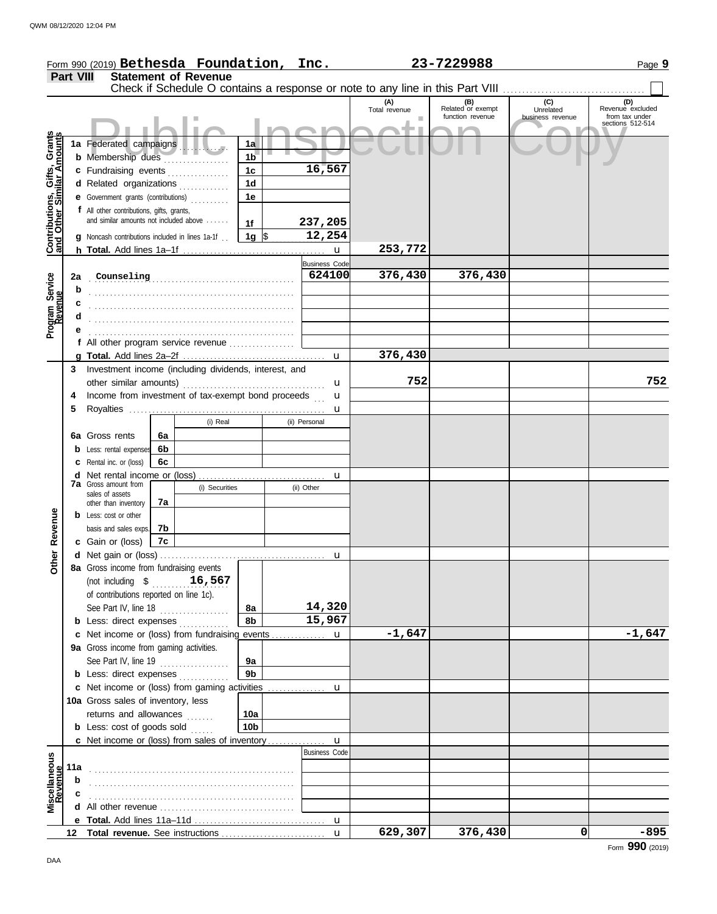Form 990 (2019) **Bethesda Foundation, Inc.** **23-7229988** Page **9**

## Part VIII Statement of Revenue

Check if Schedule O contains a response or note to any line in this Part VIII ☐

Public Inspection Copy

| Section | Line | Description | | | (A) Total revenue | (B) Related or exempt function revenue | (C) Unrelated business revenue | (D) Revenue excluded from tax under sections 512-514 |
|---|---|---|---|---|---|---|---|---|
| Contributions, Gifts, Grants and Other Similar Amounts | 1a | Federated campaigns | 1a | | | | | |
| | b | Membership dues | 1b | | | | | |
| | c | Fundraising events | 1c | 16,567 | | | | |
| | d | Related organizations | 1d | | | | | |
| | e | Government grants (contributions) | 1e | | | | | |
| | f | All other contributions, gifts, grants, and similar amounts not included above | 1f | 237,205 | | | | |
| | g | Noncash contributions included in lines 1a-1f | 1g | $ 12,254 | | | | |
| | h | **Total.** Add lines 1a–1f | | | 253,772 | | | |
| Program Service Revenue | | | | Business Code | | | | |
| | 2a | Counseling | | 624100 | 376,430 | 376,430 | | |
| | b | | | | | | | |
| | c | | | | | | | |
| | d | | | | | | | |
| | e | | | | | | | |
| | f | All other program service revenue | | | | | | |
| | g | **Total.** Add lines 2a–2f | | | 376,430 | | | |
| Other Revenue | 3 | Investment income (including dividends, interest, and other similar amounts) | | | 752 | | | 752 |
| | 4 | Income from investment of tax-exempt bond proceeds | | | | | | |
| | 5 | Royalties | | | | | | |
| | | | (i) Real | (ii) Personal | | | | |
| | 6a | Gross rents | 6a | | | | | |
| | b | Less: rental expenses | 6b | | | | | |
| | c | Rental inc. or (loss) | 6c | | | | | |
| | d | Net rental income or (loss) | | | | | | |
| | | | (i) Securities | (ii) Other | | | | |
| | 7a | Gross amount from sales of assets other than inventory | 7a | | | | | |
| | b | Less: cost or other basis and sales exps. | 7b | | | | | |
| | c | Gain or (loss) | 7c | | | | | |
| | d | Net gain or (loss) | | | | | | |
| | 8a | Gross income from fundraising events (not including $ 16,567 of contributions reported on line 1c). See Part IV, line 18 | 8a | 14,320 | | | | |
| | b | Less: direct expenses | 8b | 15,967 | | | | |
| | c | Net income or (loss) from fundraising events | | | -1,647 | | | -1,647 |
| | 9a | Gross income from gaming activities. See Part IV, line 19 | 9a | | | | | |
| | b | Less: direct expenses | 9b | | | | | |
| | c | Net income or (loss) from gaming activities | | | | | | |
| | 10a | Gross sales of inventory, less returns and allowances | 10a | | | | | |
| | b | Less: cost of goods sold | 10b | | | | | |
| | c | Net income or (loss) from sales of inventory | | | | | | |
| Miscellaneous Revenue | | | | Business Code | | | | |
| | 11a | | | | | | | |
| | b | | | | | | | |
| | c | | | | | | | |
| | d | All other revenue | | | | | | |
| | e | **Total.** Add lines 11a–11d | | | | | | |
| | 12 | **Total revenue.** See instructions | | | 629,307 | 376,430 | 0 | -895 |

Form **990** (2019)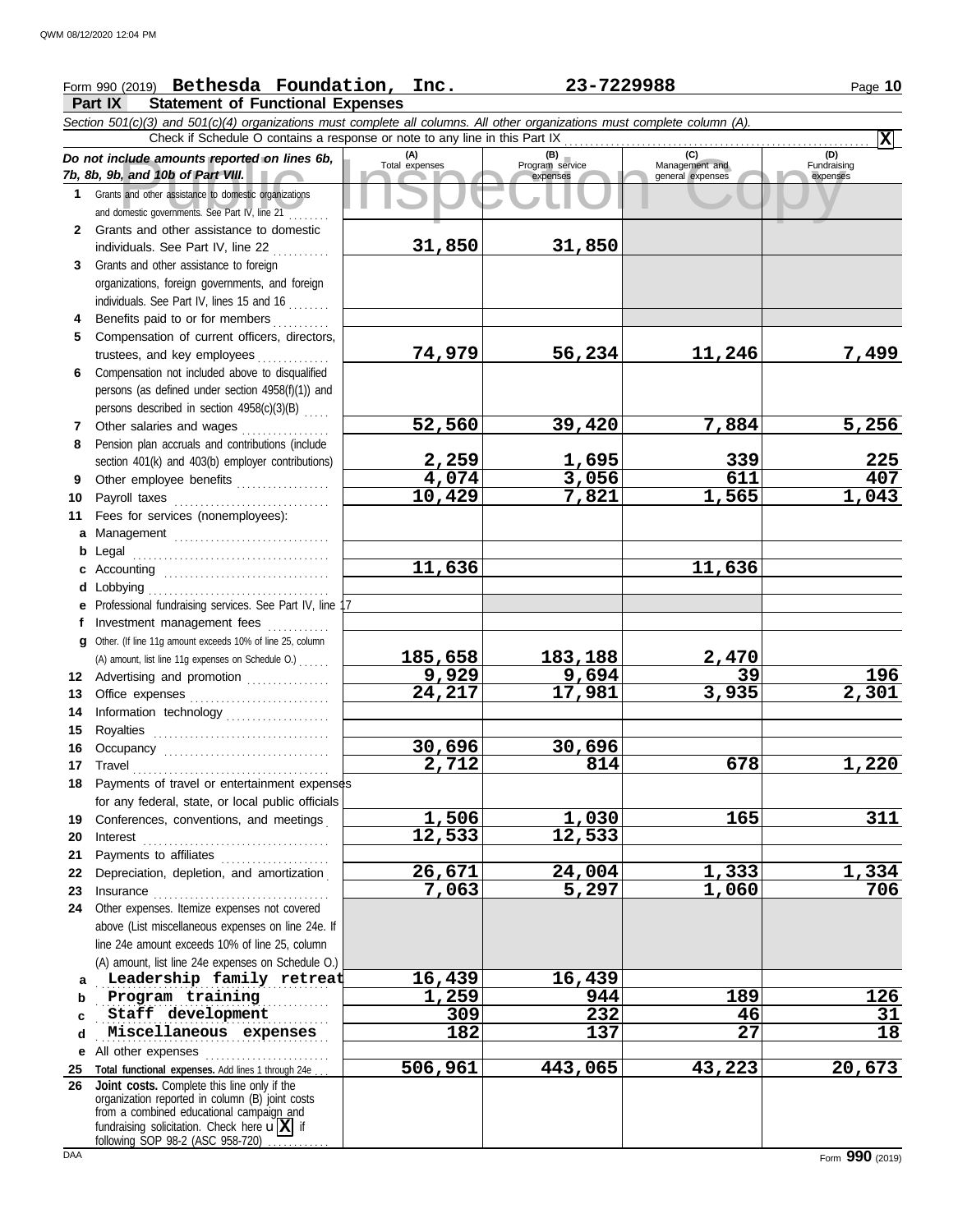Form 990 (2019) **Bethesda Foundation, Inc.** **23-7229988** Page **10**

**Part IX Statement of Functional Expenses**

*Section 501(c)(3) and 501(c)(4) organizations must complete all columns. All other organizations must complete column (A).*

Check if Schedule O contains a response or note to any line in this Part IX . . . . . . . . . . **X**

| *Do not include amounts reported on lines 6b, 7b, 8b, 9b, and 10b of Part VIII.* | (A) Total expenses | (B) Program service expenses | (C) Management and general expenses | (D) Fundraising expenses |
|---|---|---|---|---|
| **1** Grants and other assistance to domestic organizations and domestic governments. See Part IV, line 21 | | | | |
| **2** Grants and other assistance to domestic individuals. See Part IV, line 22 | 31,850 | 31,850 | | |
| **3** Grants and other assistance to foreign organizations, foreign governments, and foreign individuals. See Part IV, lines 15 and 16 | | | | |
| **4** Benefits paid to or for members | | | | |
| **5** Compensation of current officers, directors, trustees, and key employees | 74,979 | 56,234 | 11,246 | 7,499 |
| **6** Compensation not included above to disqualified persons (as defined under section 4958(f)(1)) and persons described in section 4958(c)(3)(B) | | | | |
| **7** Other salaries and wages | 52,560 | 39,420 | 7,884 | 5,256 |
| **8** Pension plan accruals and contributions (include section 401(k) and 403(b) employer contributions) | 2,259 | 1,695 | 339 | 225 |
| **9** Other employee benefits | 4,074 | 3,056 | 611 | 407 |
| **10** Payroll taxes | 10,429 | 7,821 | 1,565 | 1,043 |
| **11** Fees for services (nonemployees): | | | | |
| **a** Management | | | | |
| **b** Legal | | | | |
| **c** Accounting | 11,636 | | 11,636 | |
| **d** Lobbying | | | | |
| **e** Professional fundraising services. See Part IV, line 17 | | | | |
| **f** Investment management fees | | | | |
| **g** Other. (If line 11g amount exceeds 10% of line 25, column (A) amount, list line 11g expenses on Schedule O.) | 185,658 | 183,188 | 2,470 | |
| **12** Advertising and promotion | 9,929 | 9,694 | 39 | 196 |
| **13** Office expenses | 24,217 | 17,981 | 3,935 | 2,301 |
| **14** Information technology | | | | |
| **15** Royalties | | | | |
| **16** Occupancy | 30,696 | 30,696 | | |
| **17** Travel | 2,712 | 814 | 678 | 1,220 |
| **18** Payments of travel or entertainment expenses for any federal, state, or local public officials | | | | |
| **19** Conferences, conventions, and meetings | 1,506 | 1,030 | 165 | 311 |
| **20** Interest | 12,533 | 12,533 | | |
| **21** Payments to affiliates | | | | |
| **22** Depreciation, depletion, and amortization | 26,671 | 24,004 | 1,333 | 1,334 |
| **23** Insurance | 7,063 | 5,297 | 1,060 | 706 |
| **24** Other expenses. Itemize expenses not covered above (List miscellaneous expenses on line 24e. If line 24e amount exceeds 10% of line 25, column (A) amount, list line 24e expenses on Schedule O.) | | | | |
| **a** Leadership family retreat | 16,439 | 16,439 | | |
| **b** Program training | 1,259 | 944 | 189 | 126 |
| **c** Staff development | 309 | 232 | 46 | 31 |
| **d** Miscellaneous expenses | 182 | 137 | 27 | 18 |
| **e** All other expenses | | | | |
| **25 Total functional expenses.** Add lines 1 through 24e | 506,961 | 443,065 | 43,223 | 20,673 |
| **26 Joint costs.** Complete this line only if the organization reported in column (B) joint costs from a combined educational campaign and fundraising solicitation. Check here u **X** if following SOP 98-2 (ASC 958-720) | | | | |

Form **990** (2019)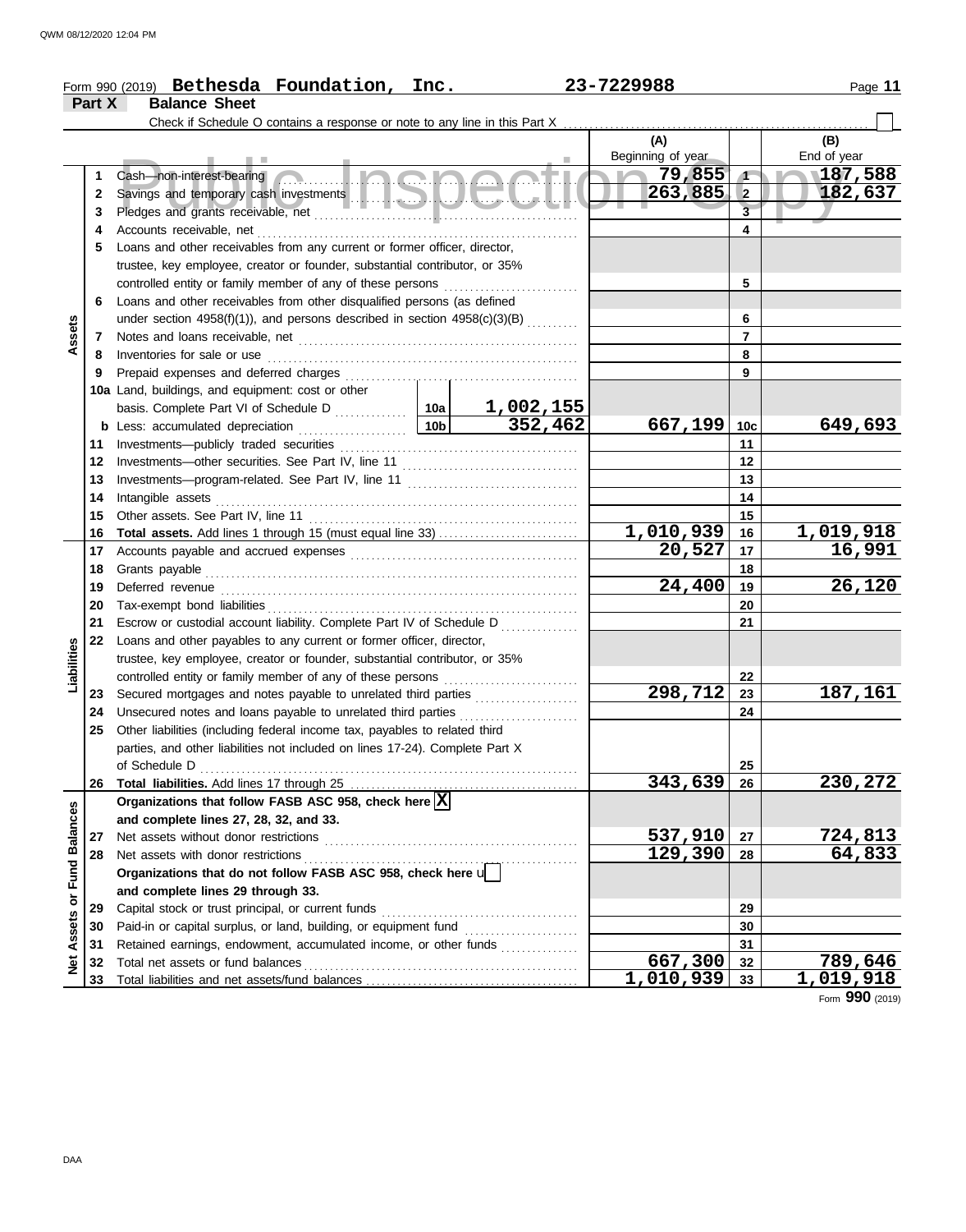Form 990 (2019) **Bethesda Foundation, Inc.** **23-7229988**

**Part X** **Balance Sheet**

Check if Schedule O contains a response or note to any line in this Part X

| | | | | (A) Beginning of year | | (B) End of year |
|---|---|---|---|---|---|---|
| **Assets** | 1 | Cash—non-interest-bearing | | 79,855 | 1 | 187,588 |
| | 2 | Savings and temporary cash investments | | 263,885 | 2 | 182,637 |
| | 3 | Pledges and grants receivable, net | | | 3 | |
| | 4 | Accounts receivable, net | | | 4 | |
| | 5 | Loans and other receivables from any current or former officer, director, trustee, key employee, creator or founder, substantial contributor, or 35% controlled entity or family member of any of these persons | | | 5 | |
| | 6 | Loans and other receivables from other disqualified persons (as defined under section 4958(f)(1)), and persons described in section 4958(c)(3)(B) | | | 6 | |
| | 7 | Notes and loans receivable, net | | | 7 | |
| | 8 | Inventories for sale or use | | | 8 | |
| | 9 | Prepaid expenses and deferred charges | | | 9 | |
| | 10a | Land, buildings, and equipment: cost or other basis. Complete Part VI of Schedule D | 10a 1,002,155 | | | |
| | b | Less: accumulated depreciation | 10b 352,462 | 667,199 | 10c | 649,693 |
| | 11 | Investments—publicly traded securities | | | 11 | |
| | 12 | Investments—other securities. See Part IV, line 11 | | | 12 | |
| | 13 | Investments—program-related. See Part IV, line 11 | | | 13 | |
| | 14 | Intangible assets | | | 14 | |
| | 15 | Other assets. See Part IV, line 11 | | | 15 | |
| | 16 | **Total assets.** Add lines 1 through 15 (must equal line 33) | | 1,010,939 | 16 | 1,019,918 |
| **Liabilities** | 17 | Accounts payable and accrued expenses | | 20,527 | 17 | 16,991 |
| | 18 | Grants payable | | | 18 | |
| | 19 | Deferred revenue | | 24,400 | 19 | 26,120 |
| | 20 | Tax-exempt bond liabilities | | | 20 | |
| | 21 | Escrow or custodial account liability. Complete Part IV of Schedule D | | | 21 | |
| | 22 | Loans and other payables to any current or former officer, director, trustee, key employee, creator or founder, substantial contributor, or 35% controlled entity or family member of any of these persons | | | 22 | |
| | 23 | Secured mortgages and notes payable to unrelated third parties | | 298,712 | 23 | 187,161 |
| | 24 | Unsecured notes and loans payable to unrelated third parties | | | 24 | |
| | 25 | Other liabilities (including federal income tax, payables to related third parties, and other liabilities not included on lines 17-24). Complete Part X of Schedule D | | | 25 | |
| | 26 | **Total liabilities.** Add lines 17 through 25 | | 343,639 | 26 | 230,272 |
| **Net Assets or Fund Balances** | | **Organizations that follow FASB ASC 958, check here** [X] **and complete lines 27, 28, 32, and 33.** | | | | |
| | 27 | Net assets without donor restrictions | | 537,910 | 27 | 724,813 |
| | 28 | Net assets with donor restrictions | | 129,390 | 28 | 64,833 |
| | | **Organizations that do not follow FASB ASC 958, check here** [ ] **and complete lines 29 through 33.** | | | | |
| | 29 | Capital stock or trust principal, or current funds | | | 29 | |
| | 30 | Paid-in or capital surplus, or land, building, or equipment fund | | | 30 | |
| | 31 | Retained earnings, endowment, accumulated income, or other funds | | | 31 | |
| | 32 | Total net assets or fund balances | | 667,300 | 32 | 789,646 |
| | 33 | Total liabilities and net assets/fund balances | | 1,010,939 | 33 | 1,019,918 |

Form **990** (2019)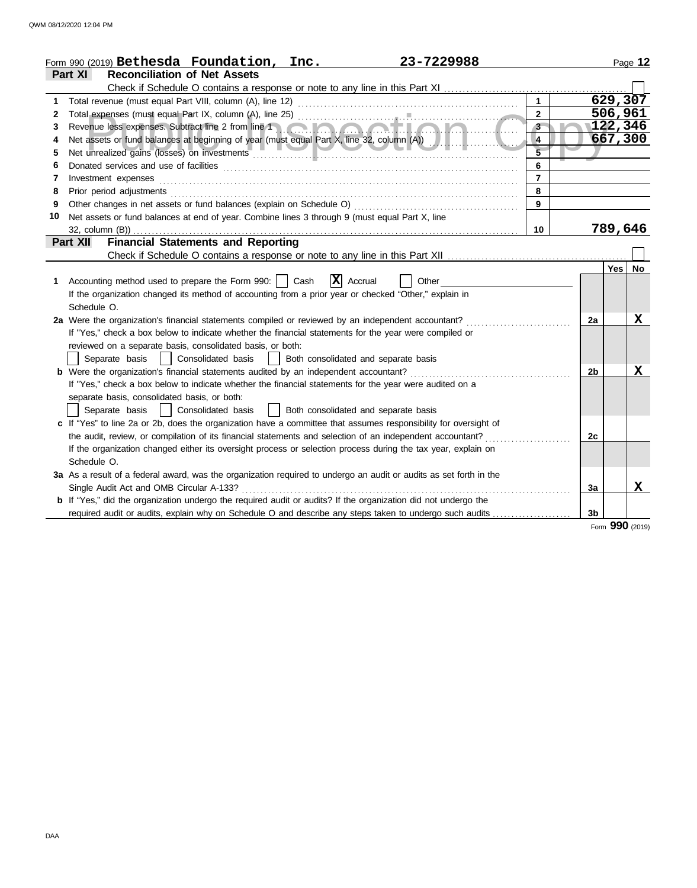Form 990 (2019) **Bethesda Foundation, Inc.** **23-7229988**

## Part XI Reconciliation of Net Assets

Check if Schedule O contains a response or note to any line in this Part XI ☐

| | | | |
|---|---|---|---|
| 1 | Total revenue (must equal Part VIII, column (A), line 12) | 1 | 629,307 |
| 2 | Total expenses (must equal Part IX, column (A), line 25) | 2 | 506,961 |
| 3 | Revenue less expenses. Subtract line 2 from line 1 | 3 | 122,346 |
| 4 | Net assets or fund balances at beginning of year (must equal Part X, line 32, column (A)) | 4 | 667,300 |
| 5 | Net unrealized gains (losses) on investments | 5 | |
| 6 | Donated services and use of facilities | 6 | |
| 7 | Investment expenses | 7 | |
| 8 | Prior period adjustments | 8 | |
| 9 | Other changes in net assets or fund balances (explain on Schedule O) | 9 | |
| 10 | Net assets or fund balances at end of year. Combine lines 3 through 9 (must equal Part X, line 32, column (B)) | 10 | 789,646 |

## Part XII Financial Statements and Reporting

Check if Schedule O contains a response or note to any line in this Part XII ☐

| | | | Yes | No |
|---|---|---|---|---|
| 1 | Accounting method used to prepare the Form 990: ☐ Cash ☒ Accrual ☐ Other<br>If the organization changed its method of accounting from a prior year or checked "Other," explain in Schedule O. | | | |
| 2a | Were the organization's financial statements compiled or reviewed by an independent accountant?<br>If "Yes," check a box below to indicate whether the financial statements for the year were compiled or reviewed on a separate basis, consolidated basis, or both:<br>☐ Separate basis ☐ Consolidated basis ☐ Both consolidated and separate basis | 2a | | X |
| b | Were the organization's financial statements audited by an independent accountant?<br>If "Yes," check a box below to indicate whether the financial statements for the year were audited on a separate basis, consolidated basis, or both:<br>☐ Separate basis ☐ Consolidated basis ☐ Both consolidated and separate basis | 2b | | X |
| c | If "Yes" to line 2a or 2b, does the organization have a committee that assumes responsibility for oversight of the audit, review, or compilation of its financial statements and selection of an independent accountant?<br>If the organization changed either its oversight process or selection process during the tax year, explain on Schedule O. | 2c | | |
| 3a | As a result of a federal award, was the organization required to undergo an audit or audits as set forth in the Single Audit Act and OMB Circular A-133? | 3a | | X |
| b | If "Yes," did the organization undergo the required audit or audits? If the organization did not undergo the required audit or audits, explain why on Schedule O and describe any steps taken to undergo such audits | 3b | | |

Form **990** (2019)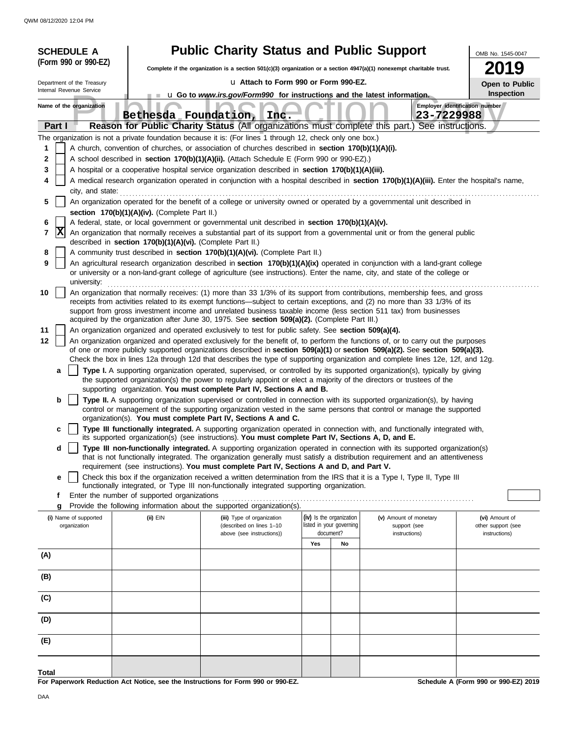QWM 08/12/2020 12:04 PM

**SCHEDULE A (Form 990 or 990-EZ)**

Department of the Treasury
Internal Revenue Service

# Public Charity Status and Public Support

**Complete if the organization is a section 501(c)(3) organization or a section 4947(a)(1) nonexempt charitable trust.**

u **Attach to Form 990 or Form 990-EZ.**

u **Go to *www.irs.gov/Form990* for instructions and the latest information.**

OMB No. 1545-0047

**2019**

**Open to Public Inspection**

Name of the organization: Bethesda Foundation, Inc.

Employer identification number: 23-7229988

## Part I — Reason for Public Charity Status (All organizations must complete this part.) See instructions.

The organization is not a private foundation because it is: (For lines 1 through 12, check only one box.)

1 [ ] A church, convention of churches, or association of churches described in **section 170(b)(1)(A)(i).**

2 [ ] A school described in **section 170(b)(1)(A)(ii).** (Attach Schedule E (Form 990 or 990-EZ).)

3 [ ] A hospital or a cooperative hospital service organization described in **section 170(b)(1)(A)(iii).**

4 [ ] A medical research organization operated in conjunction with a hospital described in **section 170(b)(1)(A)(iii).** Enter the hospital's name, city, and state:

5 [ ] An organization operated for the benefit of a college or university owned or operated by a governmental unit described in **section 170(b)(1)(A)(iv).** (Complete Part II.)

6 [ ] A federal, state, or local government or governmental unit described in **section 170(b)(1)(A)(v).**

7 [X] An organization that normally receives a substantial part of its support from a governmental unit or from the general public described in **section 170(b)(1)(A)(vi).** (Complete Part II.)

8 [ ] A community trust described in **section 170(b)(1)(A)(vi).** (Complete Part II.)

9 [ ] An agricultural research organization described in **section 170(b)(1)(A)(ix)** operated in conjunction with a land-grant college or university or a non-land-grant college of agriculture (see instructions). Enter the name, city, and state of the college or university:

10 [ ] An organization that normally receives: (1) more than 33 1/3% of its support from contributions, membership fees, and gross receipts from activities related to its exempt functions—subject to certain exceptions, and (2) no more than 33 1/3% of its support from gross investment income and unrelated business taxable income (less section 511 tax) from businesses acquired by the organization after June 30, 1975. See **section 509(a)(2).** (Complete Part III.)

11 [ ] An organization organized and operated exclusively to test for public safety. See **section 509(a)(4).**

12 [ ] An organization organized and operated exclusively for the benefit of, to perform the functions of, or to carry out the purposes of one or more publicly supported organizations described in **section 509(a)(1)** or **section 509(a)(2).** See **section 509(a)(3).** Check the box in lines 12a through 12d that describes the type of supporting organization and complete lines 12e, 12f, and 12g.

a [ ] **Type I.** A supporting organization operated, supervised, or controlled by its supported organization(s), typically by giving the supported organization(s) the power to regularly appoint or elect a majority of the directors or trustees of the supporting organization. **You must complete Part IV, Sections A and B.**

b [ ] **Type II.** A supporting organization supervised or controlled in connection with its supported organization(s), by having control or management of the supporting organization vested in the same persons that control or manage the supported organization(s). **You must complete Part IV, Sections A and C.**

c [ ] **Type III functionally integrated.** A supporting organization operated in connection with, and functionally integrated with, its supported organization(s) (see instructions). **You must complete Part IV, Sections A, D, and E.**

d [ ] **Type III non-functionally integrated.** A supporting organization operated in connection with its supported organization(s) that is not functionally integrated. The organization generally must satisfy a distribution requirement and an attentiveness requirement (see instructions). **You must complete Part IV, Sections A and D, and Part V.**

e [ ] Check this box if the organization received a written determination from the IRS that it is a Type I, Type II, Type III functionally integrated, or Type III non-functionally integrated supporting organization.

f Enter the number of supported organizations

g Provide the following information about the supported organization(s).

| (i) Name of supported organization | (ii) EIN | (iii) Type of organization (described on lines 1–10 above (see instructions)) | (iv) Is the organization listed in your governing document? Yes | No | (v) Amount of monetary support (see instructions) | (vi) Amount of other support (see instructions) |
|---|---|---|---|---|---|---|
| (A) | | | | | | |
| (B) | | | | | | |
| (C) | | | | | | |
| (D) | | | | | | |
| (E) | | | | | | |
| **Total** | | | | | | |

**For Paperwork Reduction Act Notice, see the Instructions for Form 990 or 990-EZ.**

**Schedule A (Form 990 or 990-EZ) 2019**

DAA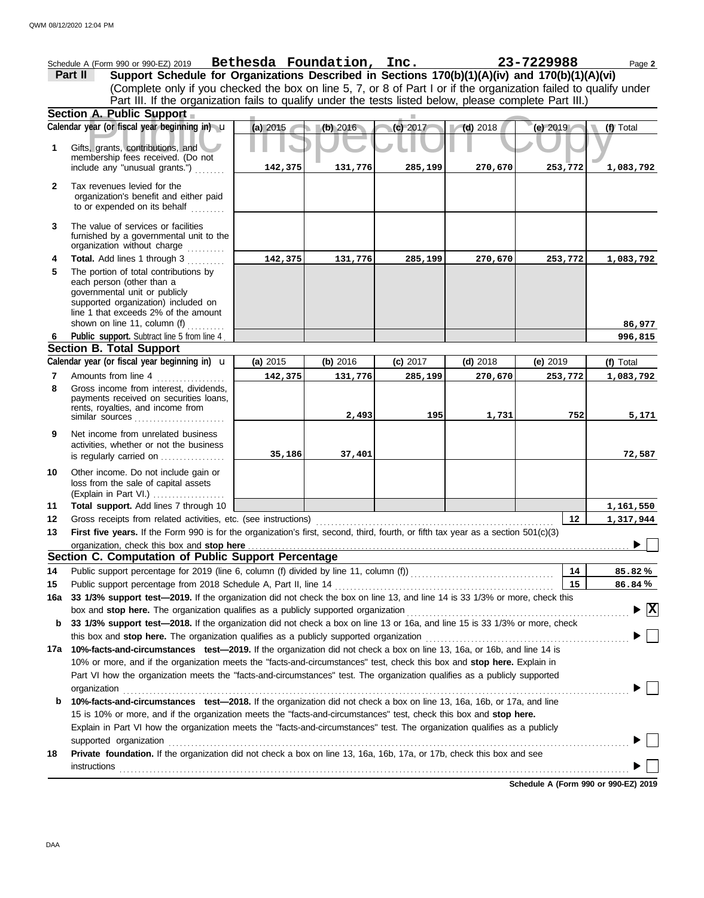Schedule A (Form 990 or 990-EZ) 2019 **Bethesda Foundation, Inc.** **23-7229988** Page **2**

**Part II** **Support Schedule for Organizations Described in Sections 170(b)(1)(A)(iv) and 170(b)(1)(A)(vi)**
(Complete only if you checked the box on line 5, 7, or 8 of Part I or if the organization failed to qualify under Part III. If the organization fails to qualify under the tests listed below, please complete Part III.)

**Section A. Public Support**

| Calendar year (or fiscal year beginning in) u | (a) 2015 | (b) 2016 | (c) 2017 | (d) 2018 | (e) 2019 | (f) Total |
|---|---|---|---|---|---|---|
| **1** Gifts, grants, contributions, and membership fees received. (Do not include any "unusual grants.") | 142,375 | 131,776 | 285,199 | 270,670 | 253,772 | 1,083,792 |
| **2** Tax revenues levied for the organization's benefit and either paid to or expended on its behalf | | | | | | |
| **3** The value of services or facilities furnished by a governmental unit to the organization without charge | | | | | | |
| **4** **Total.** Add lines 1 through 3 | 142,375 | 131,776 | 285,199 | 270,670 | 253,772 | 1,083,792 |
| **5** The portion of total contributions by each person (other than a governmental unit or publicly supported organization) included on line 1 that exceeds 2% of the amount shown on line 11, column (f) | | | | | | 86,977 |
| **6** **Public support.** Subtract line 5 from line 4 | | | | | | 996,815 |

**Section B. Total Support**

| Calendar year (or fiscal year beginning in) u | (a) 2015 | (b) 2016 | (c) 2017 | (d) 2018 | (e) 2019 | (f) Total |
|---|---|---|---|---|---|---|
| **7** Amounts from line 4 | 142,375 | 131,776 | 285,199 | 270,670 | 253,772 | 1,083,792 |
| **8** Gross income from interest, dividends, payments received on securities loans, rents, royalties, and income from similar sources | | 2,493 | 195 | 1,731 | 752 | 5,171 |
| **9** Net income from unrelated business activities, whether or not the business is regularly carried on | 35,186 | 37,401 | | | | 72,587 |
| **10** Other income. Do not include gain or loss from the sale of capital assets (Explain in Part VI.) | | | | | | |
| **11** **Total support.** Add lines 7 through 10 | | | | | | 1,161,550 |

**12** Gross receipts from related activities, etc. (see instructions) **12** 1,317,944

**13** **First five years.** If the Form 990 is for the organization's first, second, third, fourth, or fifth tax year as a section 501(c)(3) organization, check this box and **stop here** ☐

**Section C. Computation of Public Support Percentage**

**14** Public support percentage for 2019 (line 6, column (f) divided by line 11, column (f)) **14** 85.82 %

**15** Public support percentage from 2018 Schedule A, Part II, line 14 **15** 86.84 %

**16a** **33 1/3% support test—2019.** If the organization did not check the box on line 13, and line 14 is 33 1/3% or more, check this box and **stop here.** The organization qualifies as a publicly supported organization ☒

**b** **33 1/3% support test—2018.** If the organization did not check a box on line 13 or 16a, and line 15 is 33 1/3% or more, check this box and **stop here.** The organization qualifies as a publicly supported organization ☐

**17a** **10%-facts-and-circumstances test—2019.** If the organization did not check a box on line 13, 16a, or 16b, and line 14 is 10% or more, and if the organization meets the "facts-and-circumstances" test, check this box and **stop here.** Explain in Part VI how the organization meets the "facts-and-circumstances" test. The organization qualifies as a publicly supported organization ☐

**b** **10%-facts-and-circumstances test—2018.** If the organization did not check a box on line 13, 16a, 16b, or 17a, and line 15 is 10% or more, and if the organization meets the "facts-and-circumstances" test, check this box and **stop here.** Explain in Part VI how the organization meets the "facts-and-circumstances" test. The organization qualifies as a publicly supported organization ☐

**18** **Private foundation.** If the organization did not check a box on line 13, 16a, 16b, 17a, or 17b, check this box and see instructions ☐

**Schedule A (Form 990 or 990-EZ) 2019**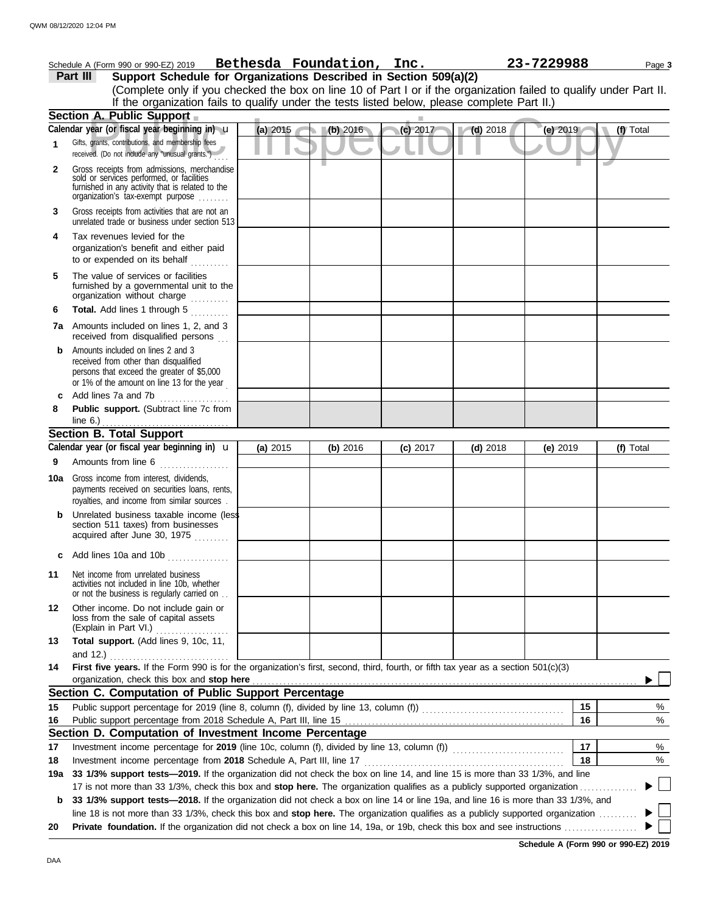Schedule A (Form 990 or 990-EZ) 2019 **Bethesda Foundation, Inc.** **23-7229988** Page **3**

**Part III** **Support Schedule for Organizations Described in Section 509(a)(2)**

(Complete only if you checked the box on line 10 of Part I or if the organization failed to qualify under Part II. If the organization fails to qualify under the tests listed below, please complete Part II.)

Public Inspection Copy

## Section A. Public Support

| Calendar year (or fiscal year beginning in) u | (a) 2015 | (b) 2016 | (c) 2017 | (d) 2018 | (e) 2019 | (f) Total |
|---|---|---|---|---|---|---|
| **1** Gifts, grants, contributions, and membership fees received. (Do not include any "unusual grants.") | | | | | | |
| **2** Gross receipts from admissions, merchandise sold or services performed, or facilities furnished in any activity that is related to the organization's tax-exempt purpose | | | | | | |
| **3** Gross receipts from activities that are not an unrelated trade or business under section 513 | | | | | | |
| **4** Tax revenues levied for the organization's benefit and either paid to or expended on its behalf | | | | | | |
| **5** The value of services or facilities furnished by a governmental unit to the organization without charge | | | | | | |
| **6** **Total.** Add lines 1 through 5 | | | | | | |
| **7a** Amounts included on lines 1, 2, and 3 received from disqualified persons | | | | | | |
| **b** Amounts included on lines 2 and 3 received from other than disqualified persons that exceed the greater of $5,000 or 1% of the amount on line 13 for the year | | | | | | |
| **c** Add lines 7a and 7b | | | | | | |
| **8** **Public support.** (Subtract line 7c from line 6.) | | | | | | |

## Section B. Total Support

| Calendar year (or fiscal year beginning in) u | (a) 2015 | (b) 2016 | (c) 2017 | (d) 2018 | (e) 2019 | (f) Total |
|---|---|---|---|---|---|---|
| **9** Amounts from line 6 | | | | | | |
| **10a** Gross income from interest, dividends, payments received on securities loans, rents, royalties, and income from similar sources | | | | | | |
| **b** Unrelated business taxable income (less section 511 taxes) from businesses acquired after June 30, 1975 | | | | | | |
| **c** Add lines 10a and 10b | | | | | | |
| **11** Net income from unrelated business activities not included in line 10b, whether or not the business is regularly carried on | | | | | | |
| **12** Other income. Do not include gain or loss from the sale of capital assets (Explain in Part VI.) | | | | | | |
| **13** **Total support.** (Add lines 9, 10c, 11, and 12.) | | | | | | |

**14** **First five years.** If the Form 990 is for the organization's first, second, third, fourth, or fifth tax year as a section 501(c)(3) organization, check this box and **stop here** ▶ ☐

## Section C. Computation of Public Support Percentage

**15** Public support percentage for 2019 (line 8, column (f), divided by line 13, column (f)) **15** %

**16** Public support percentage from 2018 Schedule A, Part III, line 15 **16** %

## Section D. Computation of Investment Income Percentage

**17** Investment income percentage for **2019** (line 10c, column (f), divided by line 13, column (f)) **17** %

**18** Investment income percentage from **2018** Schedule A, Part III, line 17 **18** %

**19a** **33 1/3% support tests—2019.** If the organization did not check the box on line 14, and line 15 is more than 33 1/3%, and line 17 is not more than 33 1/3%, check this box and **stop here.** The organization qualifies as a publicly supported organization ▶ ☐

**b** **33 1/3% support tests—2018.** If the organization did not check a box on line 14 or line 19a, and line 16 is more than 33 1/3%, and line 18 is not more than 33 1/3%, check this box and **stop here.** The organization qualifies as a publicly supported organization ▶ ☐

**20** **Private foundation.** If the organization did not check a box on line 14, 19a, or 19b, check this box and see instructions ▶ ☐

**Schedule A (Form 990 or 990-EZ) 2019**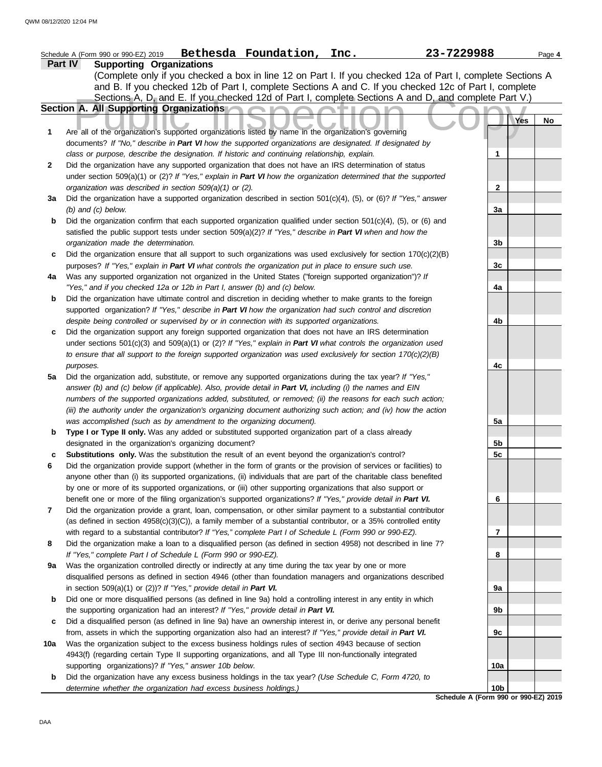Schedule A (Form 990 or 990-EZ) 2019 **Bethesda Foundation, Inc.** **23-7229988** Page **4**

## Part IV Supporting Organizations

(Complete only if you checked a box in line 12 on Part I. If you checked 12a of Part I, complete Sections A and B. If you checked 12b of Part I, complete Sections A and C. If you checked 12c of Part I, complete Sections A, D, and E. If you checked 12d of Part I, complete Sections A and D, and complete Part V.)

### Section A. All Supporting Organizations

| | | | Yes | No |
|---|---|---|---|---|
| **1** | Are all of the organization's supported organizations listed by name in the organization's governing documents? *If "No," describe in **Part VI** how the supported organizations are designated. If designated by class or purpose, describe the designation. If historic and continuing relationship, explain.* | **1** | | |
| **2** | Did the organization have any supported organization that does not have an IRS determination of status under section 509(a)(1) or (2)? *If "Yes," explain in **Part VI** how the organization determined that the supported organization was described in section 509(a)(1) or (2).* | **2** | | |
| **3a** | Did the organization have a supported organization described in section 501(c)(4), (5), or (6)? *If "Yes," answer (b) and (c) below.* | **3a** | | |
| **b** | Did the organization confirm that each supported organization qualified under section 501(c)(4), (5), or (6) and satisfied the public support tests under section 509(a)(2)? *If "Yes," describe in **Part VI** when and how the organization made the determination.* | **3b** | | |
| **c** | Did the organization ensure that all support to such organizations was used exclusively for section 170(c)(2)(B) purposes? *If "Yes," explain in **Part VI** what controls the organization put in place to ensure such use.* | **3c** | | |
| **4a** | Was any supported organization not organized in the United States ("foreign supported organization")? *If "Yes," and if you checked 12a or 12b in Part I, answer (b) and (c) below.* | **4a** | | |
| **b** | Did the organization have ultimate control and discretion in deciding whether to make grants to the foreign supported organization? *If "Yes," describe in **Part VI** how the organization had such control and discretion despite being controlled or supervised by or in connection with its supported organizations.* | **4b** | | |
| **c** | Did the organization support any foreign supported organization that does not have an IRS determination under sections 501(c)(3) and 509(a)(1) or (2)? *If "Yes," explain in **Part VI** what controls the organization used to ensure that all support to the foreign supported organization was used exclusively for section 170(c)(2)(B) purposes.* | **4c** | | |
| **5a** | Did the organization add, substitute, or remove any supported organizations during the tax year? *If "Yes," answer (b) and (c) below (if applicable). Also, provide detail in **Part VI,** including (i) the names and EIN numbers of the supported organizations added, substituted, or removed; (ii) the reasons for each such action; (iii) the authority under the organization's organizing document authorizing such action; and (iv) how the action was accomplished (such as by amendment to the organizing document).* | **5a** | | |
| **b** | **Type I or Type II only.** Was any added or substituted supported organization part of a class already designated in the organization's organizing document? | **5b** | | |
| **c** | **Substitutions only.** Was the substitution the result of an event beyond the organization's control? | **5c** | | |
| **6** | Did the organization provide support (whether in the form of grants or the provision of services or facilities) to anyone other than (i) its supported organizations, (ii) individuals that are part of the charitable class benefited by one or more of its supported organizations, or (iii) other supporting organizations that also support or benefit one or more of the filing organization's supported organizations? *If "Yes," provide detail in **Part VI.*** | **6** | | |
| **7** | Did the organization provide a grant, loan, compensation, or other similar payment to a substantial contributor (as defined in section 4958(c)(3)(C)), a family member of a substantial contributor, or a 35% controlled entity with regard to a substantial contributor? *If "Yes," complete Part I of Schedule L (Form 990 or 990-EZ).* | **7** | | |
| **8** | Did the organization make a loan to a disqualified person (as defined in section 4958) not described in line 7? *If "Yes," complete Part I of Schedule L (Form 990 or 990-EZ).* | **8** | | |
| **9a** | Was the organization controlled directly or indirectly at any time during the tax year by one or more disqualified persons as defined in section 4946 (other than foundation managers and organizations described in section 509(a)(1) or (2))? *If "Yes," provide detail in **Part VI.*** | **9a** | | |
| **b** | Did one or more disqualified persons (as defined in line 9a) hold a controlling interest in any entity in which the supporting organization had an interest? *If "Yes," provide detail in **Part VI.*** | **9b** | | |
| **c** | Did a disqualified person (as defined in line 9a) have an ownership interest in, or derive any personal benefit from, assets in which the supporting organization also had an interest? *If "Yes," provide detail in **Part VI.*** | **9c** | | |
| **10a** | Was the organization subject to the excess business holdings rules of section 4943 because of section 4943(f) (regarding certain Type II supporting organizations, and all Type III non-functionally integrated supporting organizations)? *If "Yes," answer 10b below.* | **10a** | | |
| **b** | Did the organization have any excess business holdings in the tax year? *(Use Schedule C, Form 4720, to determine whether the organization had excess business holdings.)* | **10b** | | |

**Schedule A (Form 990 or 990-EZ) 2019**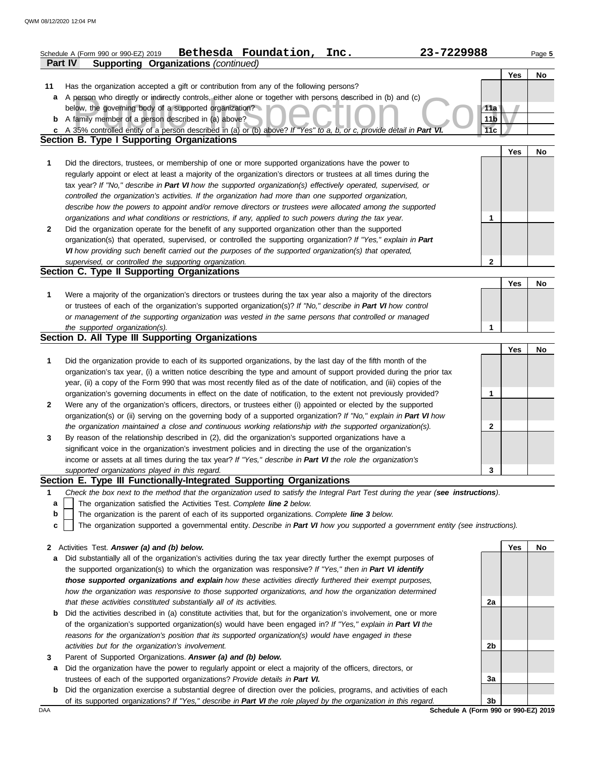Schedule A (Form 990 or 990-EZ) 2019 **Bethesda Foundation, Inc.** **23-7229988** Page **5**

**Part IV Supporting Organizations** *(continued)*

| | | | Yes | No |
|---|---|---|---|---|
| **11** | Has the organization accepted a gift or contribution from any of the following persons? | | | |
| **a** | A person who directly or indirectly controls, either alone or together with persons described in (b) and (c) below, the governing body of a supported organization? | **11a** | | |
| **b** | A family member of a person described in (a) above? | **11b** | | |
| **c** | A 35% controlled entity of a person described in (a) or (b) above? *If "Yes" to a, b, or c, provide detail in* ***Part VI.*** | **11c** | | |

**Section B. Type I Supporting Organizations**

| | | | Yes | No |
|---|---|---|---|---|
| **1** | Did the directors, trustees, or membership of one or more supported organizations have the power to regularly appoint or elect at least a majority of the organization's directors or trustees at all times during the tax year? *If "No," describe in* ***Part VI*** *how the supported organization(s) effectively operated, supervised, or controlled the organization's activities. If the organization had more than one supported organization, describe how the powers to appoint and/or remove directors or trustees were allocated among the supported organizations and what conditions or restrictions, if any, applied to such powers during the tax year.* | **1** | | |
| **2** | Did the organization operate for the benefit of any supported organization other than the supported organization(s) that operated, supervised, or controlled the supporting organization? *If "Yes," explain in* ***Part VI*** *how providing such benefit carried out the purposes of the supported organization(s) that operated, supervised, or controlled the supporting organization.* | **2** | | |

**Section C. Type II Supporting Organizations**

| | | | Yes | No |
|---|---|---|---|---|
| **1** | Were a majority of the organization's directors or trustees during the tax year also a majority of the directors or trustees of each of the organization's supported organization(s)? *If "No," describe in* ***Part VI*** *how control or management of the supporting organization was vested in the same persons that controlled or managed the supported organization(s).* | **1** | | |

**Section D. All Type III Supporting Organizations**

| | | | Yes | No |
|---|---|---|---|---|
| **1** | Did the organization provide to each of its supported organizations, by the last day of the fifth month of the organization's tax year, (i) a written notice describing the type and amount of support provided during the prior tax year, (ii) a copy of the Form 990 that was most recently filed as of the date of notification, and (iii) copies of the organization's governing documents in effect on the date of notification, to the extent not previously provided? | **1** | | |
| **2** | Were any of the organization's officers, directors, or trustees either (i) appointed or elected by the supported organization(s) or (ii) serving on the governing body of a supported organization? *If "No," explain in* ***Part VI*** *how the organization maintained a close and continuous working relationship with the supported organization(s).* | **2** | | |
| **3** | By reason of the relationship described in (2), did the organization's supported organizations have a significant voice in the organization's investment policies and in directing the use of the organization's income or assets at all times during the tax year? *If "Yes," describe in* ***Part VI*** *the role the organization's supported organizations played in this regard.* | **3** | | |

**Section E. Type III Functionally-Integrated Supporting Organizations**

**1** *Check the box next to the method that the organization used to satisfy the Integral Part Test during the year (**see instructions**).*

**a** ☐ The organization satisfied the Activities Test. *Complete **line 2** below.*

**b** ☐ The organization is the parent of each of its supported organizations. *Complete **line 3** below.*

**c** ☐ The organization supported a governmental entity. *Describe in **Part VI** how you supported a government entity (see instructions).*

| | | | Yes | No |
|---|---|---|---|---|
| **2** | Activities Test. ***Answer (a) and (b) below.*** | | | |
| **a** | Did substantially all of the organization's activities during the tax year directly further the exempt purposes of the supported organization(s) to which the organization was responsive? *If "Yes," then in* ***Part VI identify those supported organizations and explain*** *how these activities directly furthered their exempt purposes, how the organization was responsive to those supported organizations, and how the organization determined that these activities constituted substantially all of its activities.* | **2a** | | |
| **b** | Did the activities described in (a) constitute activities that, but for the organization's involvement, one or more of the organization's supported organization(s) would have been engaged in? *If "Yes," explain in* ***Part VI*** *the reasons for the organization's position that its supported organization(s) would have engaged in these activities but for the organization's involvement.* | **2b** | | |
| **3** | Parent of Supported Organizations. ***Answer (a) and (b) below.*** | | | |
| **a** | Did the organization have the power to regularly appoint or elect a majority of the officers, directors, or trustees of each of the supported organizations? *Provide details in* ***Part VI.*** | **3a** | | |
| **b** | Did the organization exercise a substantial degree of direction over the policies, programs, and activities of each of its supported organizations? *If "Yes," describe in* ***Part VI*** *the role played by the organization in this regard.* | **3b** | | |

DAA **Schedule A (Form 990 or 990-EZ) 2019**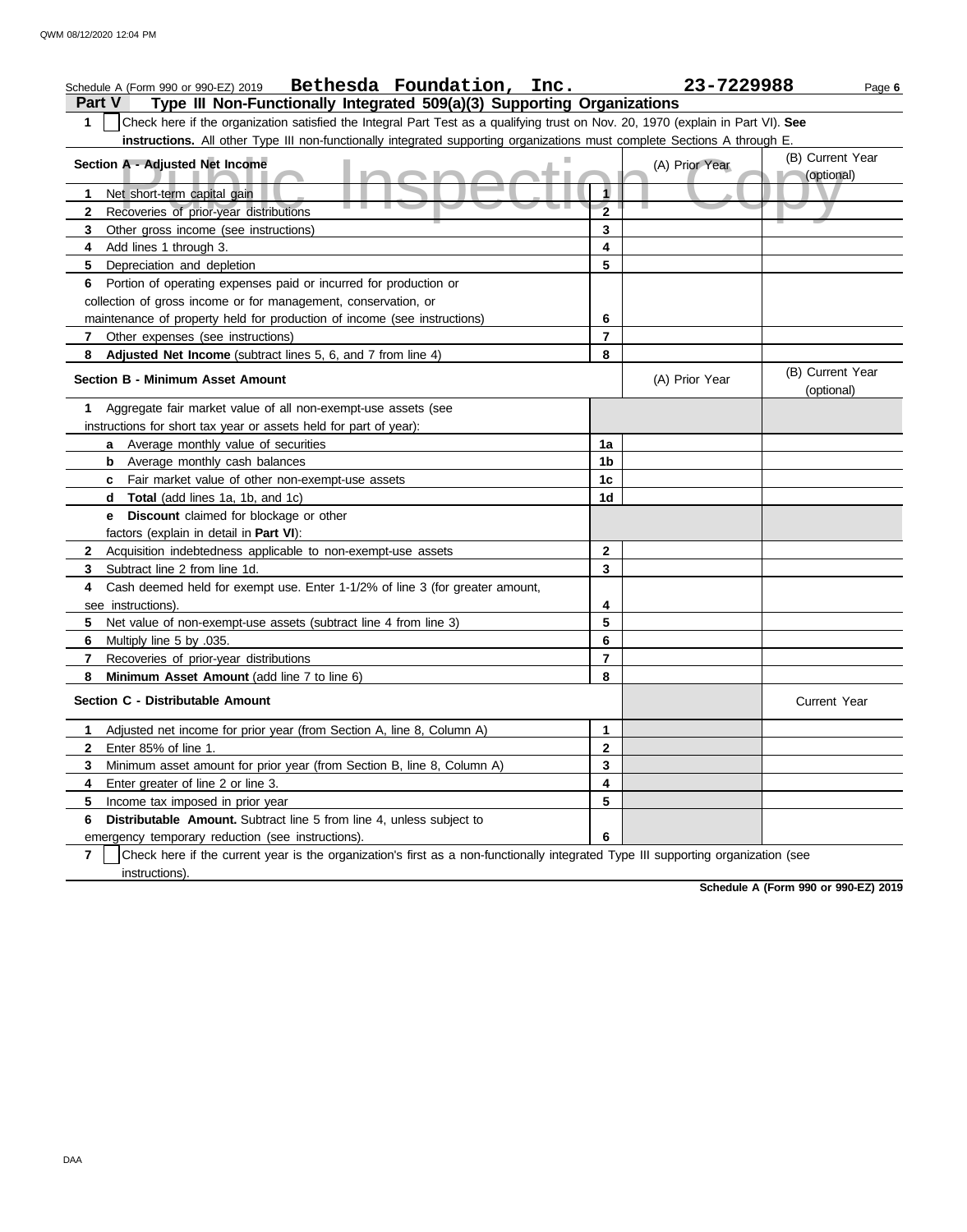Schedule A (Form 990 or 990-EZ) 2019 **Bethesda Foundation, Inc.** **23-7229988**

## Part V Type III Non-Functionally Integrated 509(a)(3) Supporting Organizations

**1** ☐ Check here if the organization satisfied the Integral Part Test as a qualifying trust on Nov. 20, 1970 (explain in Part VI). **See instructions.** All other Type III non-functionally integrated supporting organizations must complete Sections A through E.

| **Section A - Adjusted Net Income** | | (A) Prior Year | (B) Current Year (optional) |
|---|---|---|---|
| **1** Net short-term capital gain | **1** | | |
| **2** Recoveries of prior-year distributions | **2** | | |
| **3** Other gross income (see instructions) | **3** | | |
| **4** Add lines 1 through 3. | **4** | | |
| **5** Depreciation and depletion | **5** | | |
| **6** Portion of operating expenses paid or incurred for production or collection of gross income or for management, conservation, or maintenance of property held for production of income (see instructions) | **6** | | |
| **7** Other expenses (see instructions) | **7** | | |
| **8** **Adjusted Net Income** (subtract lines 5, 6, and 7 from line 4) | **8** | | |

| **Section B - Minimum Asset Amount** | | (A) Prior Year | (B) Current Year (optional) |
|---|---|---|---|
| **1** Aggregate fair market value of all non-exempt-use assets (see instructions for short tax year or assets held for part of year): | | | |
| **a** Average monthly value of securities | **1a** | | |
| **b** Average monthly cash balances | **1b** | | |
| **c** Fair market value of other non-exempt-use assets | **1c** | | |
| **d** **Total** (add lines 1a, 1b, and 1c) | **1d** | | |
| **e** **Discount** claimed for blockage or other factors (explain in detail in **Part VI**): | | | |
| **2** Acquisition indebtedness applicable to non-exempt-use assets | **2** | | |
| **3** Subtract line 2 from line 1d. | **3** | | |
| **4** Cash deemed held for exempt use. Enter 1-1/2% of line 3 (for greater amount, see instructions). | **4** | | |
| **5** Net value of non-exempt-use assets (subtract line 4 from line 3) | **5** | | |
| **6** Multiply line 5 by .035. | **6** | | |
| **7** Recoveries of prior-year distributions | **7** | | |
| **8** **Minimum Asset Amount** (add line 7 to line 6) | **8** | | |

| **Section C - Distributable Amount** | | | Current Year |
|---|---|---|---|
| **1** Adjusted net income for prior year (from Section A, line 8, Column A) | **1** | | |
| **2** Enter 85% of line 1. | **2** | | |
| **3** Minimum asset amount for prior year (from Section B, line 8, Column A) | **3** | | |
| **4** Enter greater of line 2 or line 3. | **4** | | |
| **5** Income tax imposed in prior year | **5** | | |
| **6** **Distributable Amount.** Subtract line 5 from line 4, unless subject to emergency temporary reduction (see instructions). | **6** | | |

**7** ☐ Check here if the current year is the organization's first as a non-functionally integrated Type III supporting organization (see instructions).

**Schedule A (Form 990 or 990-EZ) 2019**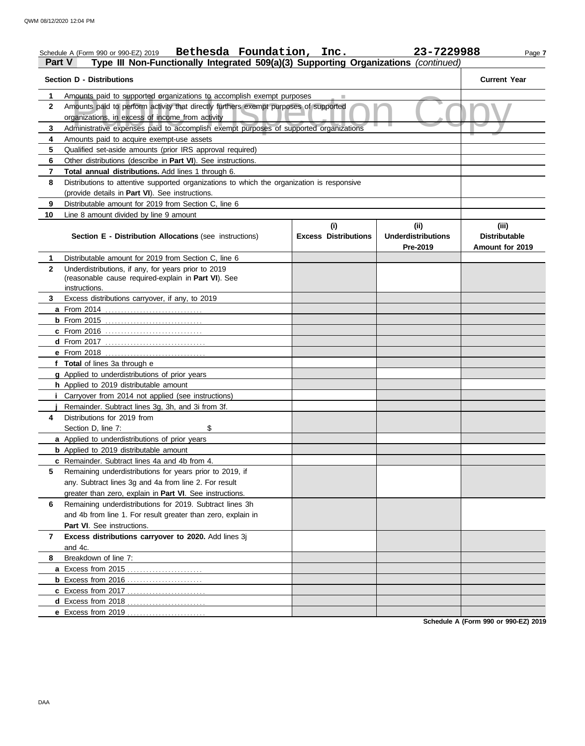Schedule A (Form 990 or 990-EZ) 2019 **Bethesda Foundation, Inc.** **23-7229988** Page **7**

## Part V Type III Non-Functionally Integrated 509(a)(3) Supporting Organizations *(continued)*

| Section D - Distributions | Current Year |
|---|---|
| 1 Amounts paid to supported organizations to accomplish exempt purposes | |
| 2 Amounts paid to perform activity that directly furthers exempt purposes of supported organizations, in excess of income from activity | |
| 3 Administrative expenses paid to accomplish exempt purposes of supported organizations | |
| 4 Amounts paid to acquire exempt-use assets | |
| 5 Qualified set-aside amounts (prior IRS approval required) | |
| 6 Other distributions (describe in **Part VI**). See instructions. | |
| 7 **Total annual distributions.** Add lines 1 through 6. | |
| 8 Distributions to attentive supported organizations to which the organization is responsive (provide details in **Part VI**). See instructions. | |
| 9 Distributable amount for 2019 from Section C, line 6 | |
| 10 Line 8 amount divided by line 9 amount | |

| Section E - Distribution Allocations (see instructions) | (i) Excess Distributions | (ii) Underdistributions Pre-2019 | (iii) Distributable Amount for 2019 |
|---|---|---|---|
| 1 Distributable amount for 2019 from Section C, line 6 | | | |
| 2 Underdistributions, if any, for years prior to 2019 (reasonable cause required-explain in **Part VI**). See instructions. | | | |
| 3 Excess distributions carryover, if any, to 2019 | | | |
| a From 2014 | | | |
| b From 2015 | | | |
| c From 2016 | | | |
| d From 2017 | | | |
| e From 2018 | | | |
| f **Total** of lines 3a through e | | | |
| g Applied to underdistributions of prior years | | | |
| h Applied to 2019 distributable amount | | | |
| i Carryover from 2014 not applied (see instructions) | | | |
| j Remainder. Subtract lines 3g, 3h, and 3i from 3f. | | | |
| 4 Distributions for 2019 from Section D, line 7: $ | | | |
| a Applied to underdistributions of prior years | | | |
| b Applied to 2019 distributable amount | | | |
| c Remainder. Subtract lines 4a and 4b from 4. | | | |
| 5 Remaining underdistributions for years prior to 2019, if any. Subtract lines 3g and 4a from line 2. For result greater than zero, explain in **Part VI**. See instructions. | | | |
| 6 Remaining underdistributions for 2019. Subtract lines 3h and 4b from line 1. For result greater than zero, explain in **Part VI**. See instructions. | | | |
| 7 **Excess distributions carryover to 2020.** Add lines 3j and 4c. | | | |
| 8 Breakdown of line 7: | | | |
| a Excess from 2015 | | | |
| b Excess from 2016 | | | |
| c Excess from 2017 | | | |
| d Excess from 2018 | | | |
| e Excess from 2019 | | | |

Schedule A (Form 990 or 990-EZ) 2019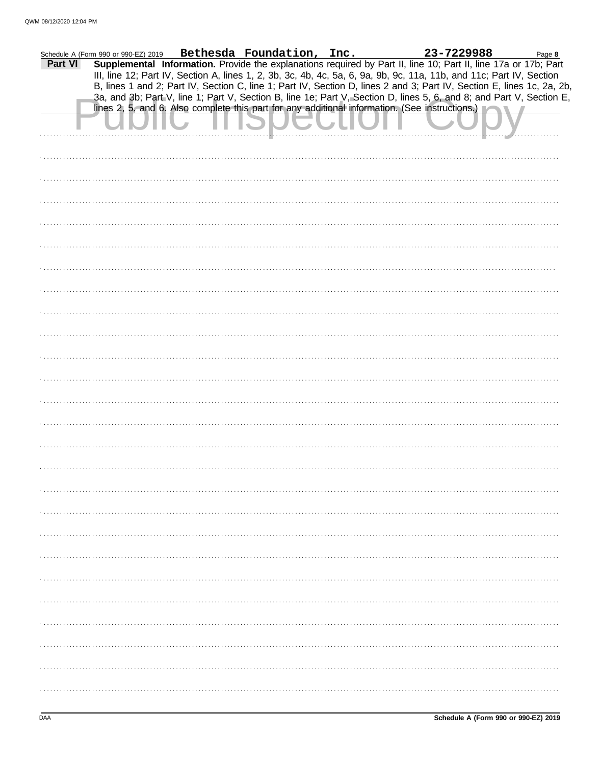Schedule A (Form 990 or 990-EZ) 2019 **Bethesda Foundation, Inc.** **23-7229988** Page **8**

**Part VI** **Supplemental Information.** Provide the explanations required by Part II, line 10; Part II, line 17a or 17b; Part III, line 12; Part IV, Section A, lines 1, 2, 3b, 3c, 4b, 4c, 5a, 6, 9a, 9b, 9c, 11a, 11b, and 11c; Part IV, Section B, lines 1 and 2; Part IV, Section C, line 1; Part IV, Section D, lines 2 and 3; Part IV, Section E, lines 1c, 2a, 2b, 3a, and 3b; Part V, line 1; Part V, Section B, line 1e; Part V, Section D, lines 5, 6, and 8; and Part V, Section E, lines 2, 5, and 6. Also complete this part for any additional information. (See instructions.)

Public Inspection Copy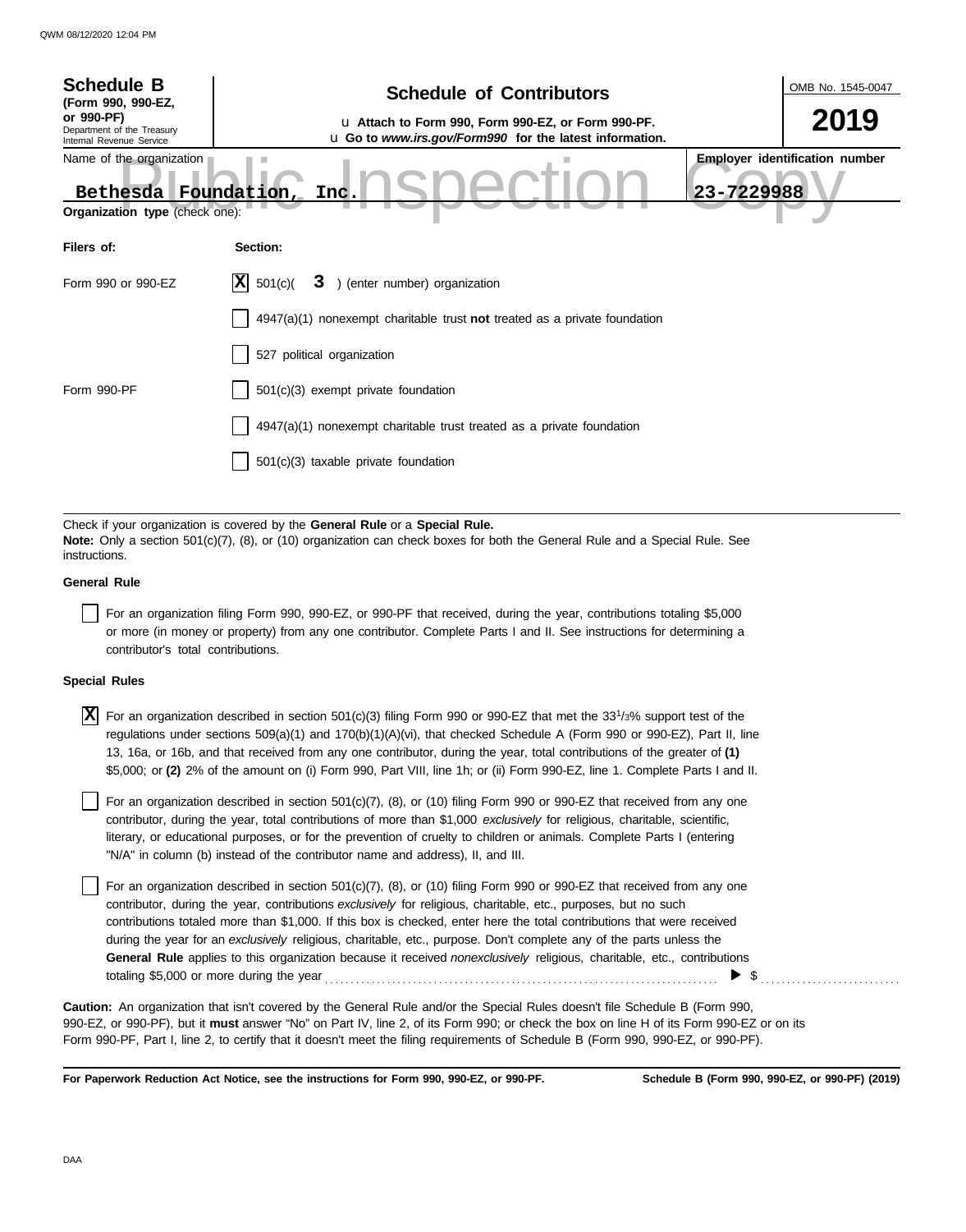QWM 08/12/2020 12:04 PM

**Schedule B**
**(Form 990, 990-EZ, or 990-PF)**
Department of the Treasury
Internal Revenue Service

## Schedule of Contributors

u **Attach to Form 990, Form 990-EZ, or Form 990-PF.**
u **Go to *www.irs.gov/Form990* for the latest information.**

OMB No. 1545-0047

**2019**

Public Inspection Copy

| Name of the organization | Employer identification number |
|---|---|
| Bethesda Foundation, Inc. | 23-7229988 |

**Organization type** (check one):

| Filers of: | Section: |
|---|---|
| Form 990 or 990-EZ | [X] 501(c)( **3** ) (enter number) organization |
| | [ ] 4947(a)(1) nonexempt charitable trust **not** treated as a private foundation |
| | [ ] 527 political organization |
| Form 990-PF | [ ] 501(c)(3) exempt private foundation |
| | [ ] 4947(a)(1) nonexempt charitable trust treated as a private foundation |
| | [ ] 501(c)(3) taxable private foundation |

Check if your organization is covered by the **General Rule** or a **Special Rule.**
**Note:** Only a section 501(c)(7), (8), or (10) organization can check boxes for both the General Rule and a Special Rule. See instructions.

**General Rule**

[ ] For an organization filing Form 990, 990-EZ, or 990-PF that received, during the year, contributions totaling $5,000 or more (in money or property) from any one contributor. Complete Parts I and II. See instructions for determining a contributor's total contributions.

**Special Rules**

[X] For an organization described in section 501(c)(3) filing Form 990 or 990-EZ that met the $33^1/_3$% support test of the regulations under sections 509(a)(1) and 170(b)(1)(A)(vi), that checked Schedule A (Form 990 or 990-EZ), Part II, line 13, 16a, or 16b, and that received from any one contributor, during the year, total contributions of the greater of **(1)** $5,000; or **(2)** 2% of the amount on (i) Form 990, Part VIII, line 1h; or (ii) Form 990-EZ, line 1. Complete Parts I and II.

[ ] For an organization described in section 501(c)(7), (8), or (10) filing Form 990 or 990-EZ that received from any one contributor, during the year, total contributions of more than $1,000 *exclusively* for religious, charitable, scientific, literary, or educational purposes, or for the prevention of cruelty to children or animals. Complete Parts I (entering "N/A" in column (b) instead of the contributor name and address), II, and III.

[ ] For an organization described in section 501(c)(7), (8), or (10) filing Form 990 or 990-EZ that received from any one contributor, during the year, contributions *exclusively* for religious, charitable, etc., purposes, but no such contributions totaled more than $1,000. If this box is checked, enter here the total contributions that were received during the year for an *exclusively* religious, charitable, etc., purpose. Don't complete any of the parts unless the **General Rule** applies to this organization because it received *nonexclusively* religious, charitable, etc., contributions totaling $5,000 or more during the year . . . . . . . . . . . . . . . . . . . . . . . . . . . . ▶ $ . . . . . . . . . . . . . .

**Caution:** An organization that isn't covered by the General Rule and/or the Special Rules doesn't file Schedule B (Form 990, 990-EZ, or 990-PF), but it **must** answer "No" on Part IV, line 2, of its Form 990; or check the box on line H of its Form 990-EZ or on its Form 990-PF, Part I, line 2, to certify that it doesn't meet the filing requirements of Schedule B (Form 990, 990-EZ, or 990-PF).

**For Paperwork Reduction Act Notice, see the instructions for Form 990, 990-EZ, or 990-PF.** **Schedule B (Form 990, 990-EZ, or 990-PF) (2019)**

DAA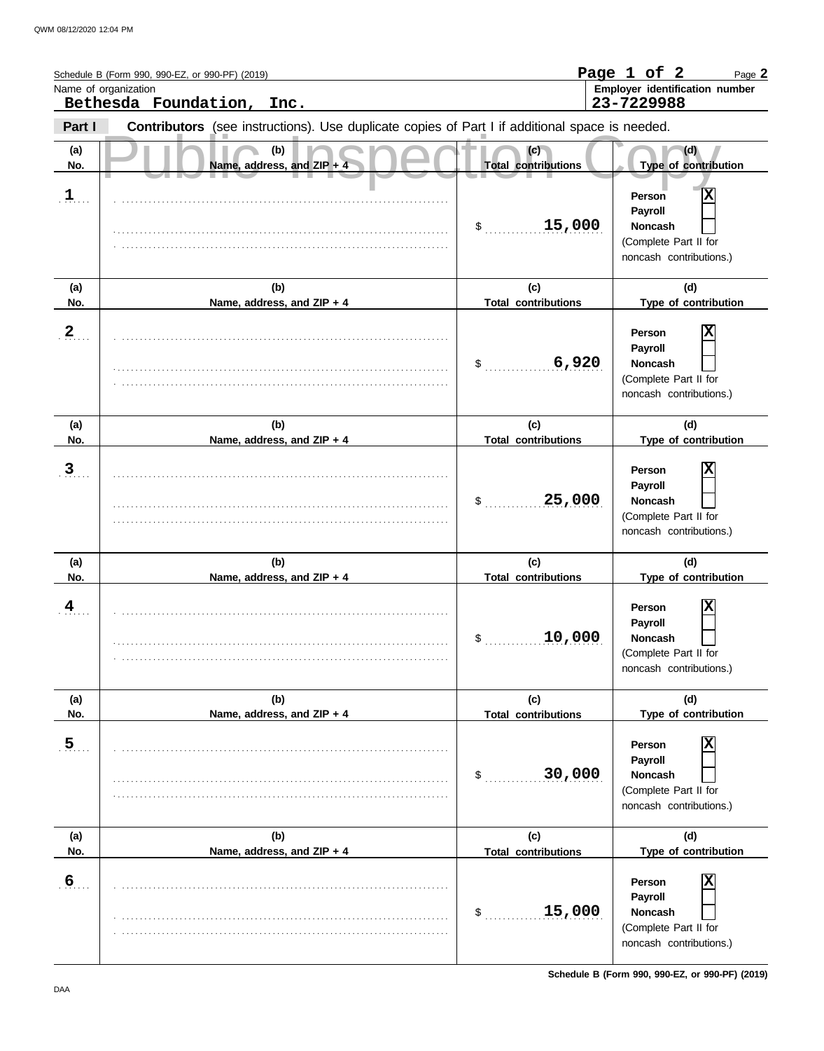Schedule B (Form 990, 990-EZ, or 990-PF) (2019)

Name of organization
**Bethesda Foundation, Inc.**

Employer identification number
**23-7229988**

**Part I** **Contributors** (see instructions). Use duplicate copies of Part I if additional space is needed.

| (a) No. | (b) Name, address, and ZIP + 4 | (c) Total contributions | (d) Type of contribution |
|---|---|---|---|
| 1 | | $ 15,000 | Person [X] Payroll [ ] Noncash [ ] (Complete Part II for noncash contributions.) |
| 2 | | $ 6,920 | Person [X] Payroll [ ] Noncash [ ] (Complete Part II for noncash contributions.) |
| 3 | | $ 25,000 | Person [X] Payroll [ ] Noncash [ ] (Complete Part II for noncash contributions.) |
| 4 | | $ 10,000 | Person [X] Payroll [ ] Noncash [ ] (Complete Part II for noncash contributions.) |
| 5 | | $ 30,000 | Person [X] Payroll [ ] Noncash [ ] (Complete Part II for noncash contributions.) |
| 6 | | $ 15,000 | Person [X] Payroll [ ] Noncash [ ] (Complete Part II for noncash contributions.) |

Schedule B (Form 990, 990-EZ, or 990-PF) (2019)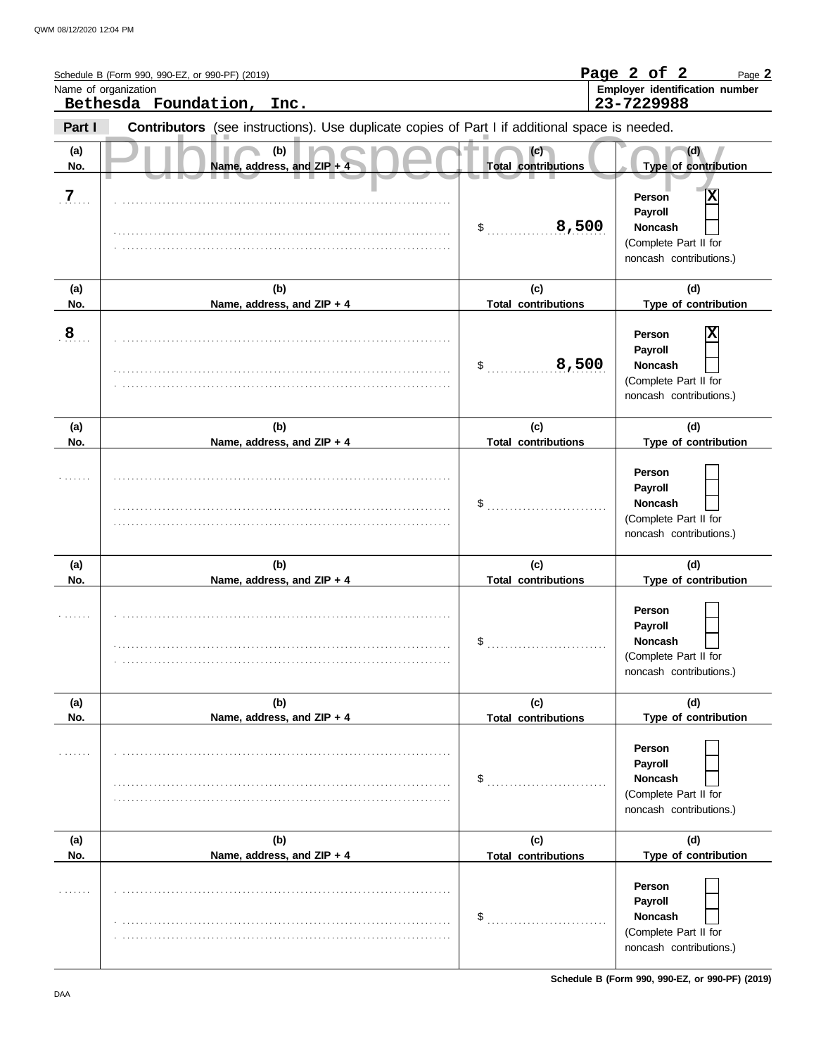Schedule B (Form 990, 990-EZ, or 990-PF) (2019)

Name of organization
**Bethesda Foundation, Inc.**

Employer identification number
**23-7229988**

**Part I** **Contributors** (see instructions). Use duplicate copies of Part I if additional space is needed.

| (a) No. | (b) Name, address, and ZIP + 4 | (c) Total contributions | (d) Type of contribution |
|---|---|---|---|
| 7 | | $ 8,500 | Person [X] Payroll [ ] Noncash [ ] (Complete Part II for noncash contributions.) |
| 8 | | $ 8,500 | Person [X] Payroll [ ] Noncash [ ] (Complete Part II for noncash contributions.) |
| | | $ | Person [ ] Payroll [ ] Noncash [ ] (Complete Part II for noncash contributions.) |
| | | $ | Person [ ] Payroll [ ] Noncash [ ] (Complete Part II for noncash contributions.) |
| | | $ | Person [ ] Payroll [ ] Noncash [ ] (Complete Part II for noncash contributions.) |
| | | $ | Person [ ] Payroll [ ] Noncash [ ] (Complete Part II for noncash contributions.) |

Schedule B (Form 990, 990-EZ, or 990-PF) (2019)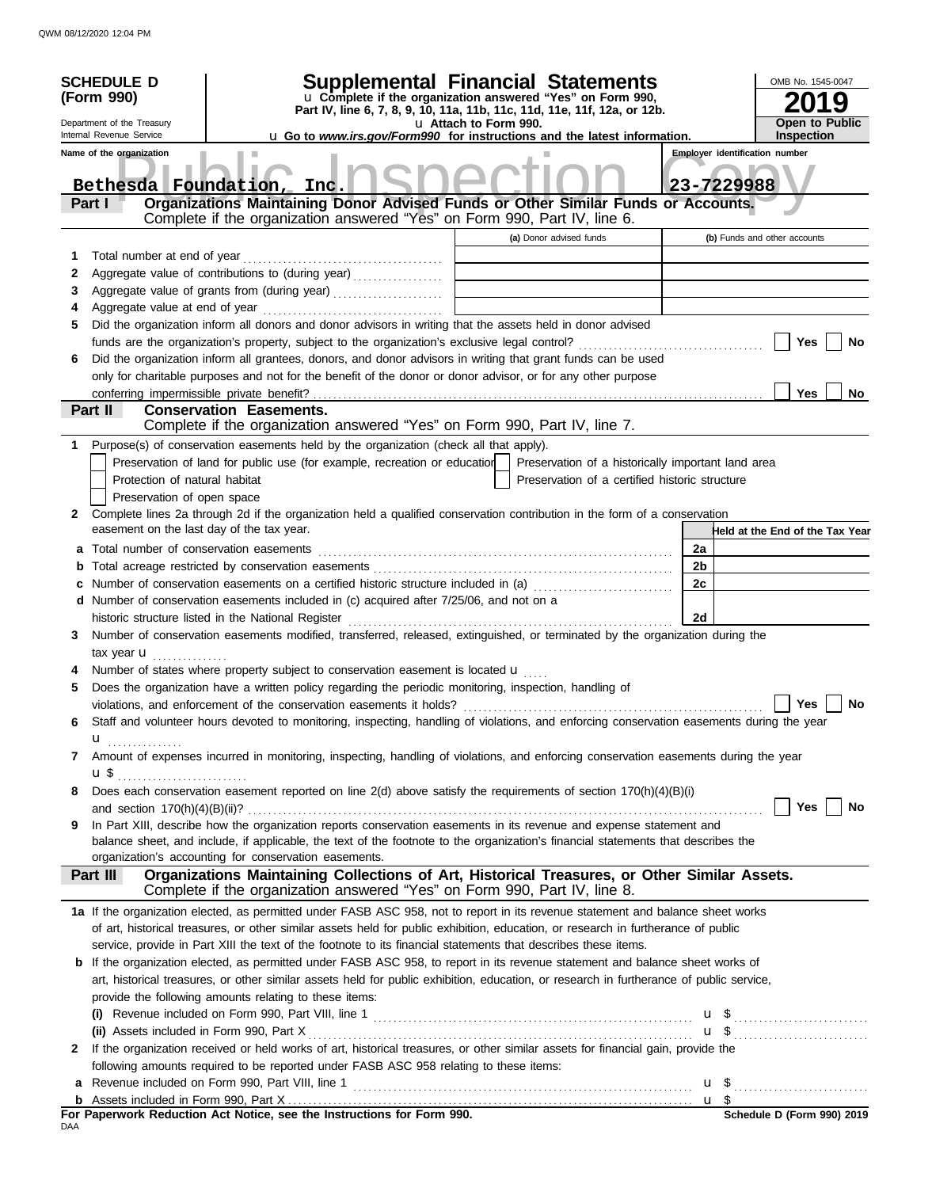**SCHEDULE D (Form 990)**

Department of the Treasury
Internal Revenue Service

# Supplemental Financial Statements

u Complete if the organization answered "Yes" on Form 990, Part IV, line 6, 7, 8, 9, 10, 11a, 11b, 11c, 11d, 11e, 11f, 12a, or 12b.

u Attach to Form 990.

u Go to *www.irs.gov/Form990* for instructions and the latest information.

OMB No. 1545-0047

**2019**

**Open to Public Inspection**

Name of the organization: Bethesda Foundation, Inc.

Employer identification number: 23-7229988

## Part I — Organizations Maintaining Donor Advised Funds or Other Similar Funds or Accounts.

Complete if the organization answered "Yes" on Form 990, Part IV, line 6.

| | | (a) Donor advised funds | (b) Funds and other accounts |
|---|---|---|---|
| 1 | Total number at end of year | | |
| 2 | Aggregate value of contributions to (during year) | | |
| 3 | Aggregate value of grants from (during year) | | |
| 4 | Aggregate value at end of year | | |

5 Did the organization inform all donors and donor advisors in writing that the assets held in donor advised funds are the organization's property, subject to the organization's exclusive legal control? ☐ Yes ☐ No

6 Did the organization inform all grantees, donors, and donor advisors in writing that grant funds can be used only for charitable purposes and not for the benefit of the donor or donor advisor, or for any other purpose conferring impermissible private benefit? ☐ Yes ☐ No

## Part II — Conservation Easements.

Complete if the organization answered "Yes" on Form 990, Part IV, line 7.

1 Purpose(s) of conservation easements held by the organization (check all that apply).

- ☐ Preservation of land for public use (for example, recreation or education)
- ☐ Protection of natural habitat
- ☐ Preservation of open space
- ☐ Preservation of a historically important land area
- ☐ Preservation of a certified historic structure

2 Complete lines 2a through 2d if the organization held a qualified conservation contribution in the form of a conservation easement on the last day of the tax year.

| | | | Held at the End of the Tax Year |
|---|---|---|---|
| a | Total number of conservation easements | 2a | |
| b | Total acreage restricted by conservation easements | 2b | |
| c | Number of conservation easements on a certified historic structure included in (a) | 2c | |
| d | Number of conservation easements included in (c) acquired after 7/25/06, and not on a historic structure listed in the National Register | 2d | |

3 Number of conservation easements modified, transferred, released, extinguished, or terminated by the organization during the tax year u

4 Number of states where property subject to conservation easement is located u

5 Does the organization have a written policy regarding the periodic monitoring, inspection, handling of violations, and enforcement of the conservation easements it holds? ☐ Yes ☐ No

6 Staff and volunteer hours devoted to monitoring, inspecting, handling of violations, and enforcing conservation easements during the year u

7 Amount of expenses incurred in monitoring, inspecting, handling of violations, and enforcing conservation easements during the year u $

8 Does each conservation easement reported on line 2(d) above satisfy the requirements of section 170(h)(4)(B)(i) and section 170(h)(4)(B)(ii)? ☐ Yes ☐ No

9 In Part XIII, describe how the organization reports conservation easements in its revenue and expense statement and balance sheet, and include, if applicable, the text of the footnote to the organization's financial statements that describes the organization's accounting for conservation easements.

## Part III — Organizations Maintaining Collections of Art, Historical Treasures, or Other Similar Assets.

Complete if the organization answered "Yes" on Form 990, Part IV, line 8.

1a If the organization elected, as permitted under FASB ASC 958, not to report in its revenue statement and balance sheet works of art, historical treasures, or other similar assets held for public exhibition, education, or research in furtherance of public service, provide in Part XIII the text of the footnote to its financial statements that describes these items.

b If the organization elected, as permitted under FASB ASC 958, to report in its revenue statement and balance sheet works of art, historical treasures, or other similar assets held for public exhibition, education, or research in furtherance of public service, provide the following amounts relating to these items:

(i) Revenue included on Form 990, Part VIII, line 1 u $

(ii) Assets included in Form 990, Part X u $

2 If the organization received or held works of art, historical treasures, or other similar assets for financial gain, provide the following amounts required to be reported under FASB ASC 958 relating to these items:

a Revenue included on Form 990, Part VIII, line 1 u $

b Assets included in Form 990, Part X u $

**For Paperwork Reduction Act Notice, see the Instructions for Form 990.**

DAA

**Schedule D (Form 990) 2019**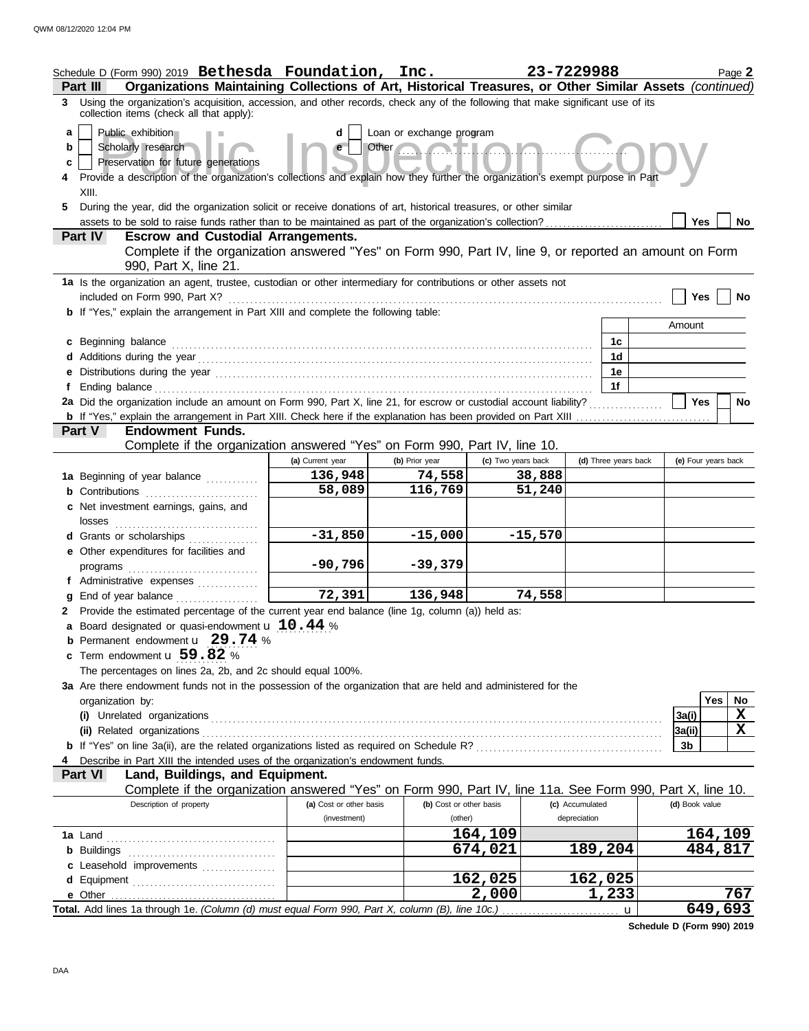Schedule D (Form 990) 2019 **Bethesda Foundation, Inc.** **23-7229988** Page 2

**Part III** **Organizations Maintaining Collections of Art, Historical Treasures, or Other Similar Assets** *(continued)*

3 Using the organization's acquisition, accession, and other records, check any of the following that make significant use of its collection items (check all that apply):

a [ ] Public exhibition
b [ ] Scholarly research
c [ ] Preservation for future generations
d [ ] Loan or exchange program
e [ ] Other

4 Provide a description of the organization's collections and explain how they further the organization's exempt purpose in Part XIII.

5 During the year, did the organization solicit or receive donations of art, historical treasures, or other similar assets to be sold to raise funds rather than to be maintained as part of the organization's collection? [ ] Yes [ ] No

**Part IV** **Escrow and Custodial Arrangements.**
Complete if the organization answered "Yes" on Form 990, Part IV, line 9, or reported an amount on Form 990, Part X, line 21.

1a Is the organization an agent, trustee, custodian or other intermediary for contributions or other assets not included on Form 990, Part X? [ ] Yes [ ] No

b If "Yes," explain the arrangement in Part XIII and complete the following table:

| | | Amount |
|---|---|---|
| c Beginning balance | 1c | |
| d Additions during the year | 1d | |
| e Distributions during the year | 1e | |
| f Ending balance | 1f | |

2a Did the organization include an amount on Form 990, Part X, line 21, for escrow or custodial account liability? [ ] Yes [ ] No

b If "Yes," explain the arrangement in Part XIII. Check here if the explanation has been provided on Part XIII [ ]

**Part V** **Endowment Funds.**
Complete if the organization answered "Yes" on Form 990, Part IV, line 10.

| | (a) Current year | (b) Prior year | (c) Two years back | (d) Three years back | (e) Four years back |
|---|---|---|---|---|---|
| 1a Beginning of year balance | 136,948 | 74,558 | 38,888 | | |
| b Contributions | 58,089 | 116,769 | 51,240 | | |
| c Net investment earnings, gains, and losses | | | | | |
| d Grants or scholarships | -31,850 | -15,000 | -15,570 | | |
| e Other expenditures for facilities and programs | -90,796 | -39,379 | | | |
| f Administrative expenses | | | | | |
| g End of year balance | 72,391 | 136,948 | 74,558 | | |

2 Provide the estimated percentage of the current year end balance (line 1g, column (a)) held as:

a Board designated or quasi-endowment **10.44** %
b Permanent endowment **29.74** %
c Term endowment **59.82** %

The percentages on lines 2a, 2b, and 2c should equal 100%.

3a Are there endowment funds not in the possession of the organization that are held and administered for the organization by:

| | | Yes | No |
|---|---|---|---|
| (i) Unrelated organizations | 3a(i) | | X |
| (ii) Related organizations | 3a(ii) | | X |
| b If "Yes" on line 3a(ii), are the related organizations listed as required on Schedule R? | 3b | | |

4 Describe in Part XIII the intended uses of the organization's endowment funds.

**Part VI** **Land, Buildings, and Equipment.**
Complete if the organization answered "Yes" on Form 990, Part IV, line 11a. See Form 990, Part X, line 10.

| Description of property | (a) Cost or other basis (investment) | (b) Cost or other basis (other) | (c) Accumulated depreciation | (d) Book value |
|---|---|---|---|---|
| 1a Land | | 164,109 | | 164,109 |
| b Buildings | | 674,021 | 189,204 | 484,817 |
| c Leasehold improvements | | | | |
| d Equipment | | 162,025 | 162,025 | |
| e Other | | 2,000 | 1,233 | 767 |
| **Total.** Add lines 1a through 1e. *(Column (d) must equal Form 990, Part X, column (B), line 10c.)* | | | | 649,693 |

**Schedule D (Form 990) 2019**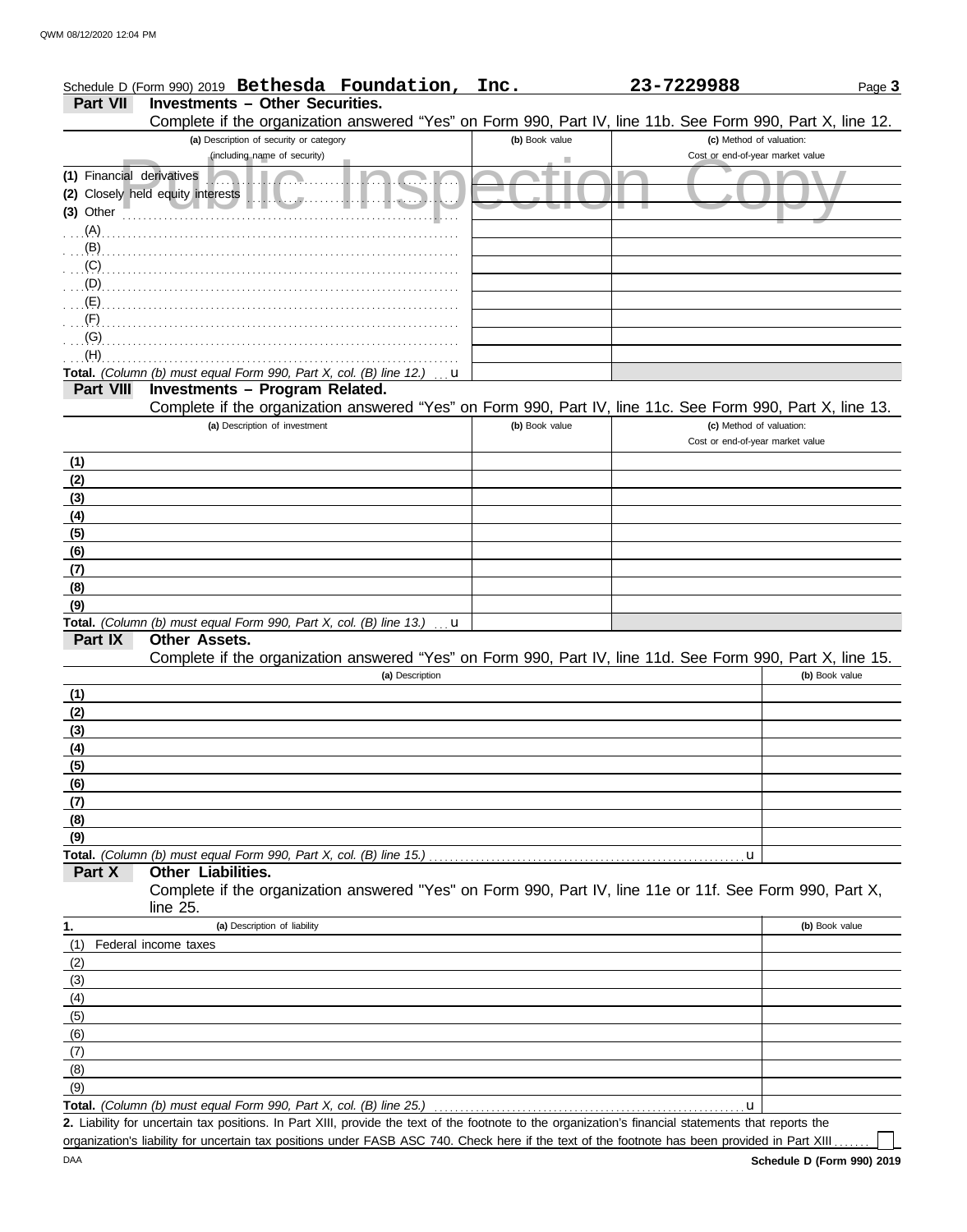Schedule D (Form 990) 2019 **Bethesda Foundation, Inc.** **23-7229988**

**Part VII Investments – Other Securities.**

Complete if the organization answered "Yes" on Form 990, Part IV, line 11b. See Form 990, Part X, line 12.

| (a) Description of security or category (including name of security) | (b) Book value | (c) Method of valuation: Cost or end-of-year market value |
|---|---|---|
| (1) Financial derivatives | | |
| (2) Closely held equity interests | | |
| (3) Other | | |
| (A) | | |
| (B) | | |
| (C) | | |
| (D) | | |
| (E) | | |
| (F) | | |
| (G) | | |
| (H) | | |
| **Total.** *(Column (b) must equal Form 990, Part X, col. (B) line 12.)* u | | |

**Part VIII Investments – Program Related.**

Complete if the organization answered "Yes" on Form 990, Part IV, line 11c. See Form 990, Part X, line 13.

| (a) Description of investment | (b) Book value | (c) Method of valuation: Cost or end-of-year market value |
|---|---|---|
| (1) | | |
| (2) | | |
| (3) | | |
| (4) | | |
| (5) | | |
| (6) | | |
| (7) | | |
| (8) | | |
| (9) | | |
| **Total.** *(Column (b) must equal Form 990, Part X, col. (B) line 13.)* u | | |

**Part IX Other Assets.**

Complete if the organization answered "Yes" on Form 990, Part IV, line 11d. See Form 990, Part X, line 15.

| (a) Description | (b) Book value |
|---|---|
| (1) | |
| (2) | |
| (3) | |
| (4) | |
| (5) | |
| (6) | |
| (7) | |
| (8) | |
| (9) | |
| **Total.** *(Column (b) must equal Form 990, Part X, col. (B) line 15.)* u | |

**Part X Other Liabilities.**

Complete if the organization answered "Yes" on Form 990, Part IV, line 11e or 11f. See Form 990, Part X, line 25.

| 1. (a) Description of liability | (b) Book value |
|---|---|
| (1) Federal income taxes | |
| (2) | |
| (3) | |
| (4) | |
| (5) | |
| (6) | |
| (7) | |
| (8) | |
| (9) | |
| **Total.** *(Column (b) must equal Form 990, Part X, col. (B) line 25.)* u | |

**2.** Liability for uncertain tax positions. In Part XIII, provide the text of the footnote to the organization's financial statements that reports the organization's liability for uncertain tax positions under FASB ASC 740. Check here if the text of the footnote has been provided in Part XIII ☐

DAA **Schedule D (Form 990) 2019**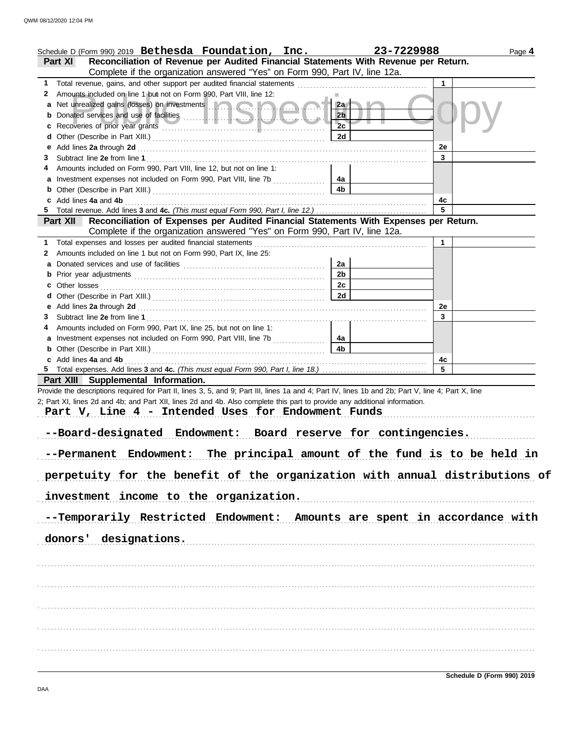Schedule D (Form 990) 2019 **Bethesda Foundation, Inc.** **23-7229988** Page **4**

## Part XI Reconciliation of Revenue per Audited Financial Statements With Revenue per Return.

Complete if the organization answered "Yes" on Form 990, Part IV, line 12a.

| | | | | | |
|---|---|---|---|---|---|
| **1** | Total revenue, gains, and other support per audited financial statements | | | 1 | |
| **2** | Amounts included on line 1 but not on Form 990, Part VIII, line 12: | | | | |
| **a** | Net unrealized gains (losses) on investments | 2a | | | |
| **b** | Donated services and use of facilities | 2b | | | |
| **c** | Recoveries of prior year grants | 2c | | | |
| **d** | Other (Describe in Part XIII.) | 2d | | | |
| **e** | Add lines **2a** through **2d** | | | 2e | |
| **3** | Subtract line **2e** from line **1** | | | 3 | |
| **4** | Amounts included on Form 990, Part VIII, line 12, but not on line 1: | | | | |
| **a** | Investment expenses not included on Form 990, Part VIII, line 7b | 4a | | | |
| **b** | Other (Describe in Part XIII.) | 4b | | | |
| **c** | Add lines **4a** and **4b** | | | 4c | |
| **5** | Total revenue. Add lines **3** and **4c.** *(This must equal Form 990, Part I, line 12.)* | | | 5 | |

## Part XII Reconciliation of Expenses per Audited Financial Statements With Expenses per Return.

Complete if the organization answered "Yes" on Form 990, Part IV, line 12a.

| | | | | | |
|---|---|---|---|---|---|
| **1** | Total expenses and losses per audited financial statements | | | 1 | |
| **2** | Amounts included on line 1 but not on Form 990, Part IX, line 25: | | | | |
| **a** | Donated services and use of facilities | 2a | | | |
| **b** | Prior year adjustments | 2b | | | |
| **c** | Other losses | 2c | | | |
| **d** | Other (Describe in Part XIII.) | 2d | | | |
| **e** | Add lines **2a** through **2d** | | | 2e | |
| **3** | Subtract line **2e** from line **1** | | | 3 | |
| **4** | Amounts included on Form 990, Part IX, line 25, but not on line 1: | | | | |
| **a** | Investment expenses not included on Form 990, Part VIII, line 7b | 4a | | | |
| **b** | Other (Describe in Part XIII.) | 4b | | | |
| **c** | Add lines **4a** and **4b** | | | 4c | |
| **5** | Total expenses. Add lines **3** and **4c.** *(This must equal Form 990, Part I, line 18.)* | | | 5 | |

## Part XIII Supplemental Information.

Provide the descriptions required for Part II, lines 3, 5, and 9; Part III, lines 1a and 4; Part IV, lines 1b and 2b; Part V, line 4; Part X, line 2; Part XI, lines 2d and 4b; and Part XII, lines 2d and 4b. Also complete this part to provide any additional information.

Part V, Line 4 - Intended Uses for Endowment Funds

--Board-designated Endowment: Board reserve for contingencies.

--Permanent Endowment: The principal amount of the fund is to be held in perpetuity for the benefit of the organization with annual distributions of investment income to the organization.

--Temporarily Restricted Endowment: Amounts are spent in accordance with donors' designations.

**Schedule D (Form 990) 2019**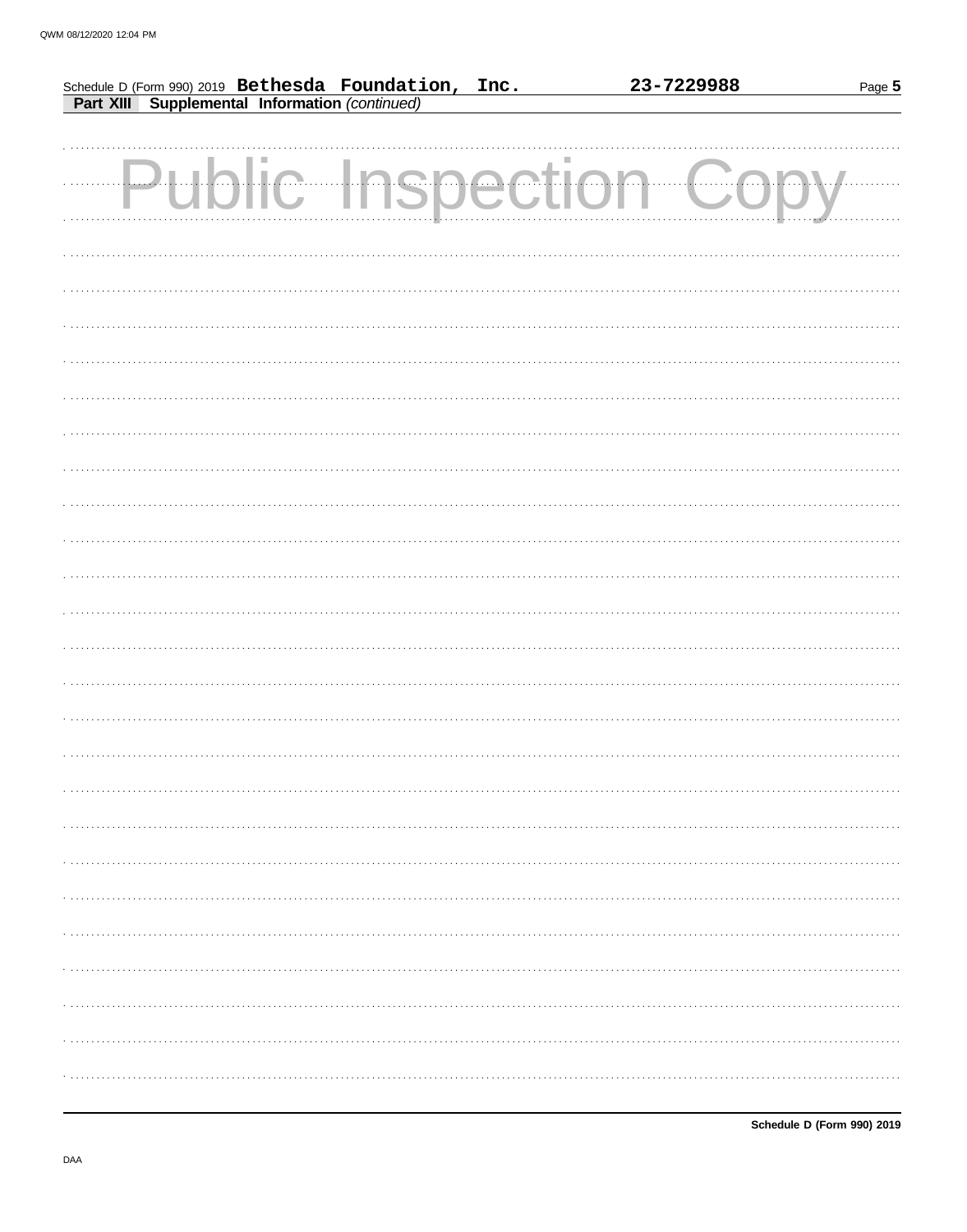Schedule D (Form 990) 2019 **Bethesda Foundation, Inc.** **23-7229988** Page **5**

**Part XIII Supplemental Information** *(continued)*

Public Inspection Copy

**Schedule D (Form 990) 2019**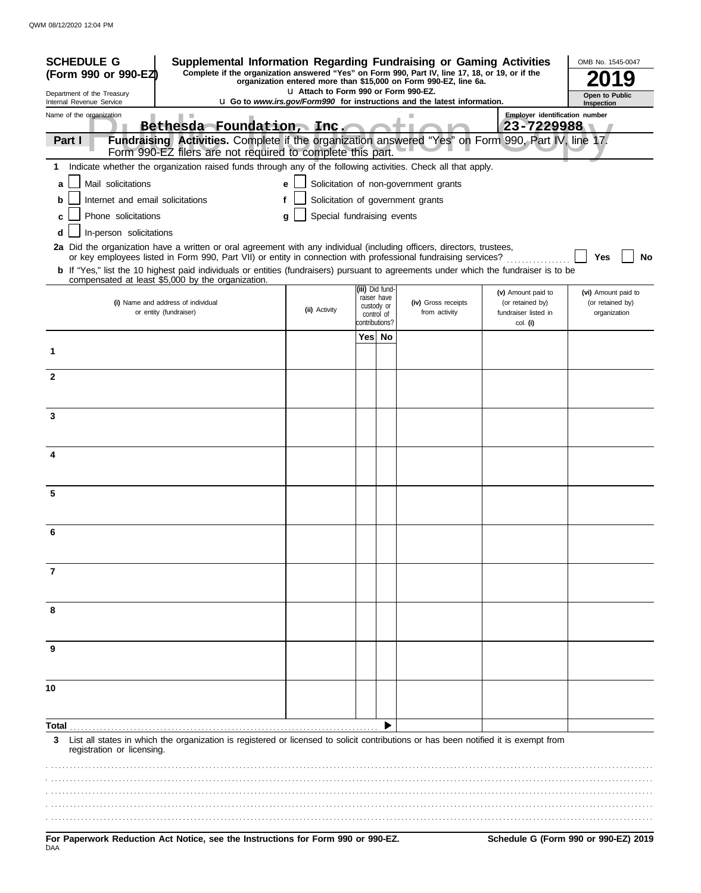**SCHEDULE G (Form 990 or 990-EZ)**

Department of the Treasury
Internal Revenue Service

# Supplemental Information Regarding Fundraising or Gaming Activities

**Complete if the organization answered "Yes" on Form 990, Part IV, line 17, 18, or 19, or if the organization entered more than $15,000 on Form 990-EZ, line 6a.**

u Attach to Form 990 or Form 990-EZ.

u Go to *www.irs.gov/Form990* for instructions and the latest information.

OMB No. 1545-0047

**2019**

**Open to Public Inspection**

Name of the organization: Bethesda Foundation, Inc.

Employer identification number: 23-7229988

## Part I — Fundraising Activities.

Complete if the organization answered "Yes" on Form 990, Part IV, line 17. Form 990-EZ filers are not required to complete this part.

**1** Indicate whether the organization raised funds through any of the following activities. Check all that apply.

- **a** ☐ Mail solicitations
- **b** ☐ Internet and email solicitations
- **c** ☐ Phone solicitations
- **d** ☐ In-person solicitations
- **e** ☐ Solicitation of non-government grants
- **f** ☐ Solicitation of government grants
- **g** ☐ Special fundraising events

**2a** Did the organization have a written or oral agreement with any individual (including officers, directors, trustees, or key employees listed in Form 990, Part VII) or entity in connection with professional fundraising services? ☐ Yes ☐ No

**b** If "Yes," list the 10 highest paid individuals or entities (fundraisers) pursuant to agreements under which the fundraiser is to be compensated at least $5,000 by the organization.

| | (i) Name and address of individual or entity (fundraiser) | (ii) Activity | (iii) Did fund-raiser have custody or control of contributions? Yes | No | (iv) Gross receipts from activity | (v) Amount paid to (or retained by) fundraiser listed in col. (i) | (vi) Amount paid to (or retained by) organization |
|---|---|---|---|---|---|---|---|
| 1 | | | | | | | |
| 2 | | | | | | | |
| 3 | | | | | | | |
| 4 | | | | | | | |
| 5 | | | | | | | |
| 6 | | | | | | | |
| 7 | | | | | | | |
| 8 | | | | | | | |
| 9 | | | | | | | |
| 10 | | | | | | | |
| **Total** | | | | ▶ | | | |

**3** List all states in which the organization is registered or licensed to solicit contributions or has been notified it is exempt from registration or licensing.

**For Paperwork Reduction Act Notice, see the Instructions for Form 990 or 990-EZ.**

DAA

**Schedule G (Form 990 or 990-EZ) 2019**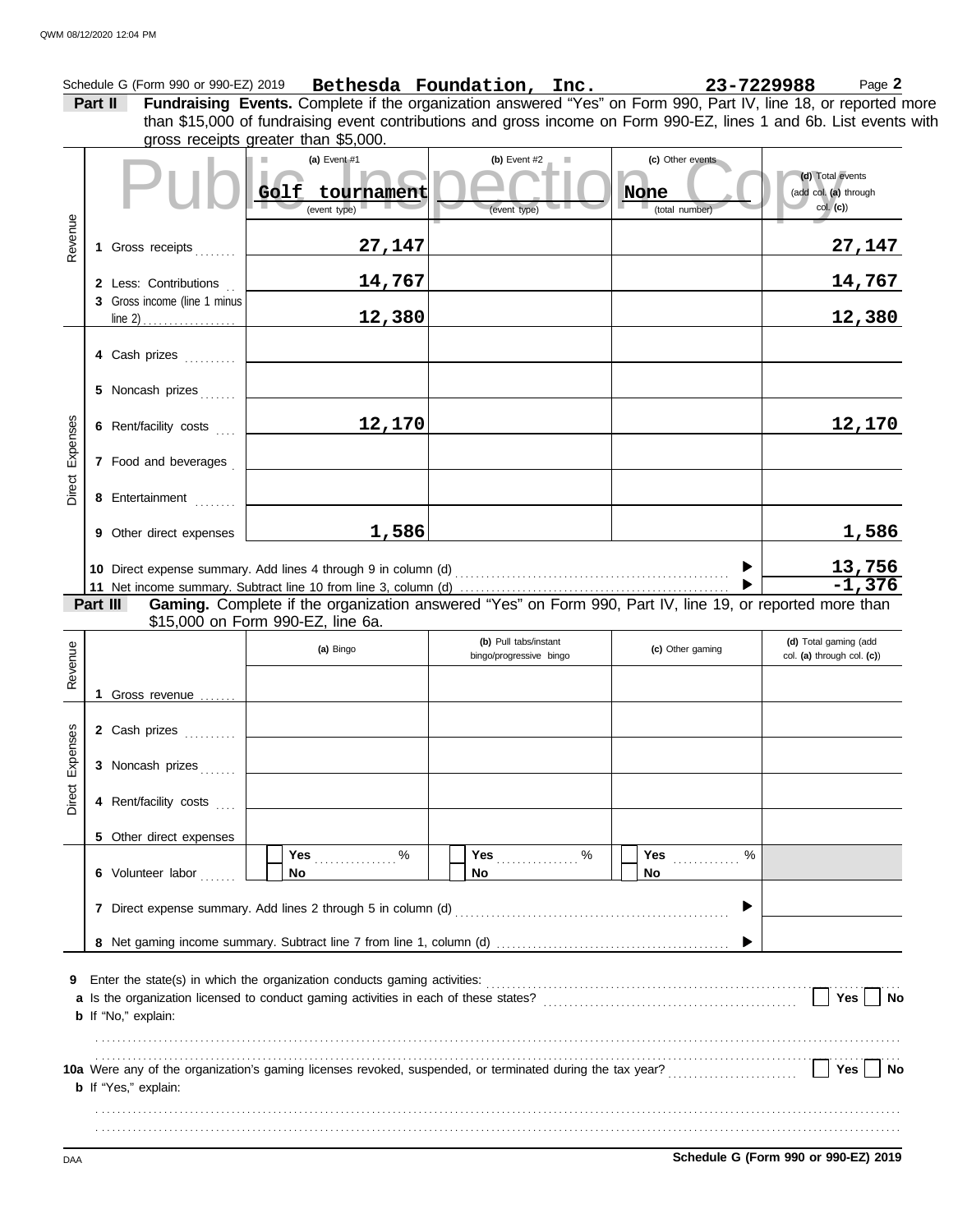Schedule G (Form 990 or 990-EZ) 2019 **Bethesda Foundation, Inc.** **23-7229988** Page **2**

**Part II** **Fundraising Events.** Complete if the organization answered "Yes" on Form 990, Part IV, line 18, or reported more than $15,000 of fundraising event contributions and gross income on Form 990-EZ, lines 1 and 6b. List events with gross receipts greater than $5,000.

| | | (a) Event #1 | (b) Event #2 | (c) Other events | (d) Total events (add col. (a) through col. (c)) |
|---|---|---|---|---|---|
| | | Golf tournament (event type) | (event type) | None (total number) | |
| Revenue | 1 Gross receipts | 27,147 | | | 27,147 |
| | 2 Less: Contributions | 14,767 | | | 14,767 |
| | 3 Gross income (line 1 minus line 2) | 12,380 | | | 12,380 |
| Direct Expenses | 4 Cash prizes | | | | |
| | 5 Noncash prizes | | | | |
| | 6 Rent/facility costs | 12,170 | | | 12,170 |
| | 7 Food and beverages | | | | |
| | 8 Entertainment | | | | |
| | 9 Other direct expenses | 1,586 | | | 1,586 |
| | 10 Direct expense summary. Add lines 4 through 9 in column (d) | | | | 13,756 |
| | 11 Net income summary. Subtract line 10 from line 3, column (d) | | | | -1,376 |

**Part III** **Gaming.** Complete if the organization answered "Yes" on Form 990, Part IV, line 19, or reported more than $15,000 on Form 990-EZ, line 6a.

| | | (a) Bingo | (b) Pull tabs/instant bingo/progressive bingo | (c) Other gaming | (d) Total gaming (add col. (a) through col. (c)) |
|---|---|---|---|---|---|
| Revenue | 1 Gross revenue | | | | |
| Direct Expenses | 2 Cash prizes | | | | |
| | 3 Noncash prizes | | | | |
| | 4 Rent/facility costs | | | | |
| | 5 Other direct expenses | | | | |
| | 6 Volunteer labor | Yes ....... % No | Yes ....... % No | Yes ....... % No | |
| | 7 Direct expense summary. Add lines 2 through 5 in column (d) | | | | |
| | 8 Net gaming income summary. Subtract line 7 from line 1, column (d) | | | | |

**9** Enter the state(s) in which the organization conducts gaming activities: ..............................

**a** Is the organization licensed to conduct gaming activities in each of these states? ☐ Yes ☐ No

**b** If "No," explain:

..............................

**10a** Were any of the organization's gaming licenses revoked, suspended, or terminated during the tax year? ☐ Yes ☐ No

**b** If "Yes," explain:

..............................

DAA **Schedule G (Form 990 or 990-EZ) 2019**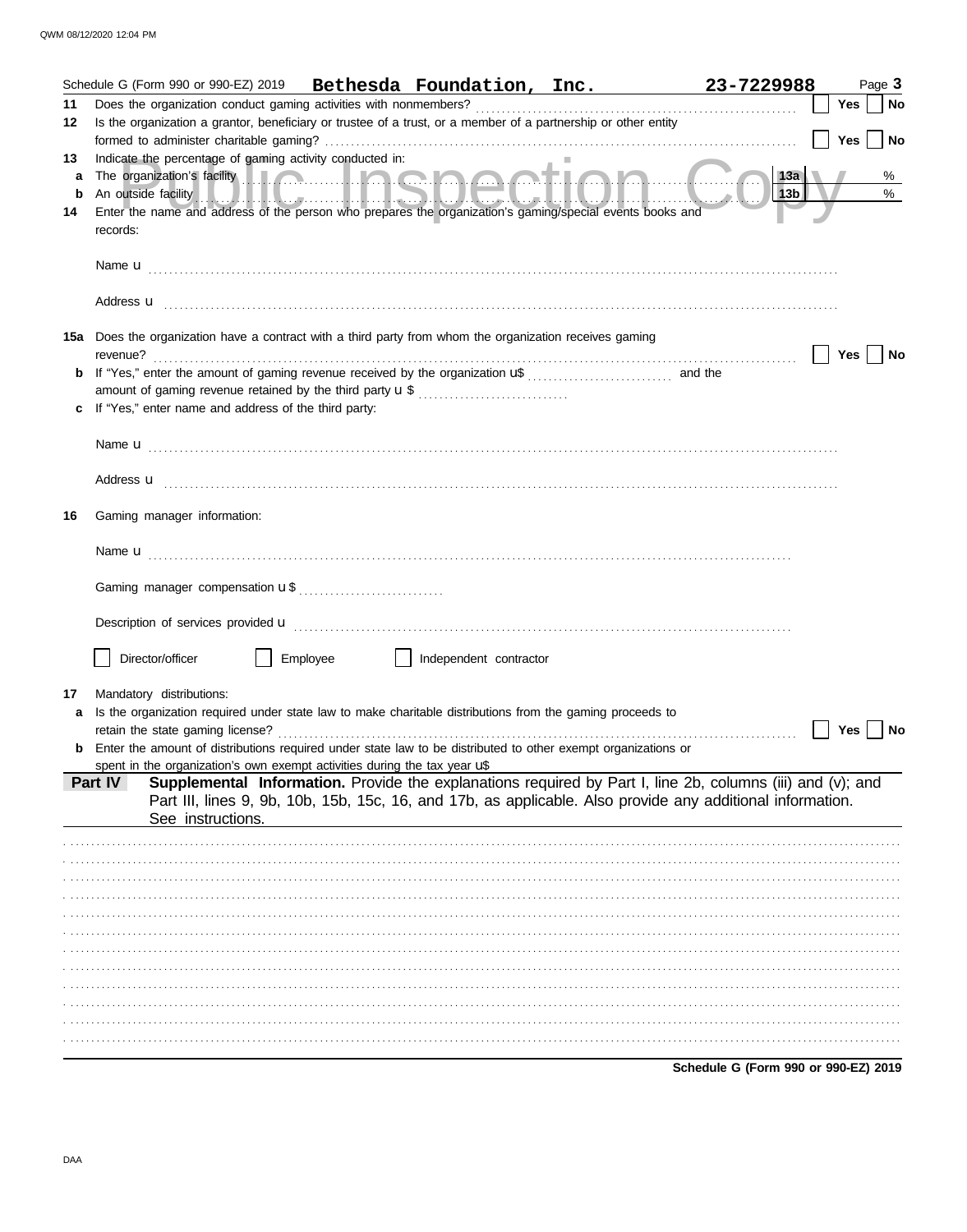Schedule G (Form 990 or 990-EZ) 2019 **Bethesda Foundation, Inc.** **23-7229988** Page **3**

**11** Does the organization conduct gaming activities with nonmembers? ☐ Yes ☐ No

**12** Is the organization a grantor, beneficiary or trustee of a trust, or a member of a partnership or other entity formed to administer charitable gaming? ☐ Yes ☐ No

**13** Indicate the percentage of gaming activity conducted in:

**a** The organization's facility **13a** %

**b** An outside facility **13b** %

**14** Enter the name and address of the person who prepares the organization's gaming/special events books and records:

Name u

Address u

**15a** Does the organization have a contract with a third party from whom the organization receives gaming revenue? ☐ Yes ☐ No

**b** If "Yes," enter the amount of gaming revenue received by the organization u$ and the amount of gaming revenue retained by the third party u $

**c** If "Yes," enter name and address of the third party:

Name u

Address u

**16** Gaming manager information:

Name u

Gaming manager compensation u $

Description of services provided u

☐ Director/officer ☐ Employee ☐ Independent contractor

**17** Mandatory distributions:

**a** Is the organization required under state law to make charitable distributions from the gaming proceeds to retain the state gaming license? ☐ Yes ☐ No

**b** Enter the amount of distributions required under state law to be distributed to other exempt organizations or spent in the organization's own exempt activities during the tax year u$

**Part IV** **Supplemental Information.** Provide the explanations required by Part I, line 2b, columns (iii) and (v); and Part III, lines 9, 9b, 10b, 15b, 15c, 16, and 17b, as applicable. Also provide any additional information. See instructions.

**Schedule G (Form 990 or 990-EZ) 2019**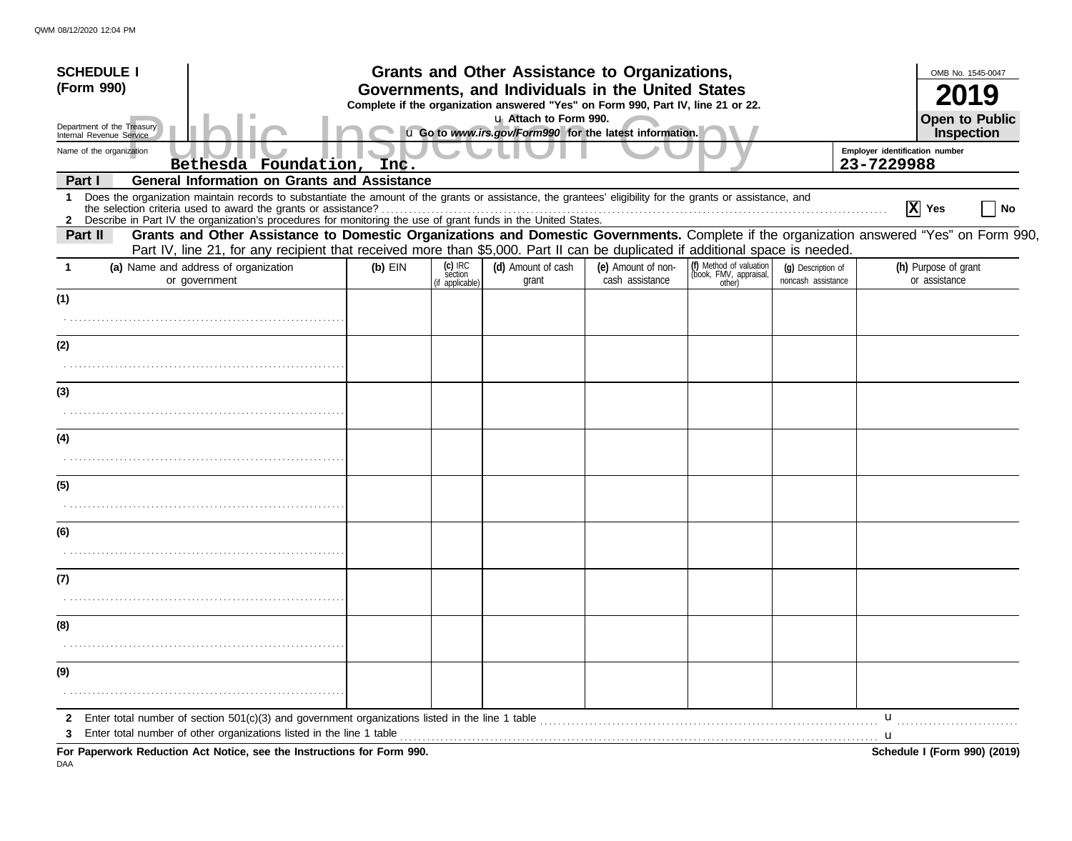QWM 08/12/2020 12:04 PM

**SCHEDULE I (Form 990)**

Department of the Treasury
Internal Revenue Service

# Grants and Other Assistance to Organizations, Governments, and Individuals in the United States

**Complete if the organization answered "Yes" on Form 990, Part IV, line 21 or 22.**

u **Attach to Form 990.**

u **Go to *www.irs.gov/Form990* for the latest information.**

OMB No. 1545-0047

**2019**

**Open to Public Inspection**

Public Inspection Copy

Name of the organization: Bethesda Foundation, Inc.

Employer identification number: 23-7229988

**Part I General Information on Grants and Assistance**

1 Does the organization maintain records to substantiate the amount of the grants or assistance, the grantees' eligibility for the grants or assistance, and the selection criteria used to award the grants or assistance? . . . . . [X] **Yes** [ ] **No**

2 Describe in Part IV the organization's procedures for monitoring the use of grant funds in the United States.

**Part II Grants and Other Assistance to Domestic Organizations and Domestic Governments.** Complete if the organization answered "Yes" on Form 990, Part IV, line 21, for any recipient that received more than $5,000. Part II can be duplicated if additional space is needed.

| 1 **(a)** Name and address of organization or government | **(b)** EIN | **(c)** IRC section (if applicable) | **(d)** Amount of cash grant | **(e)** Amount of non-cash assistance | **(f)** Method of valuation (book, FMV, appraisal, other) | **(g)** Description of noncash assistance | **(h)** Purpose of grant or assistance |
|---|---|---|---|---|---|---|---|
| (1) | | | | | | | |
| (2) | | | | | | | |
| (3) | | | | | | | |
| (4) | | | | | | | |
| (5) | | | | | | | |
| (6) | | | | | | | |
| (7) | | | | | | | |
| (8) | | | | | | | |
| (9) | | | | | | | |

2 Enter total number of section 501(c)(3) and government organizations listed in the line 1 table . . . . . u

3 Enter total number of other organizations listed in the line 1 table . . . . . u

**For Paperwork Reduction Act Notice, see the Instructions for Form 990.** **Schedule I (Form 990) (2019)**

DAA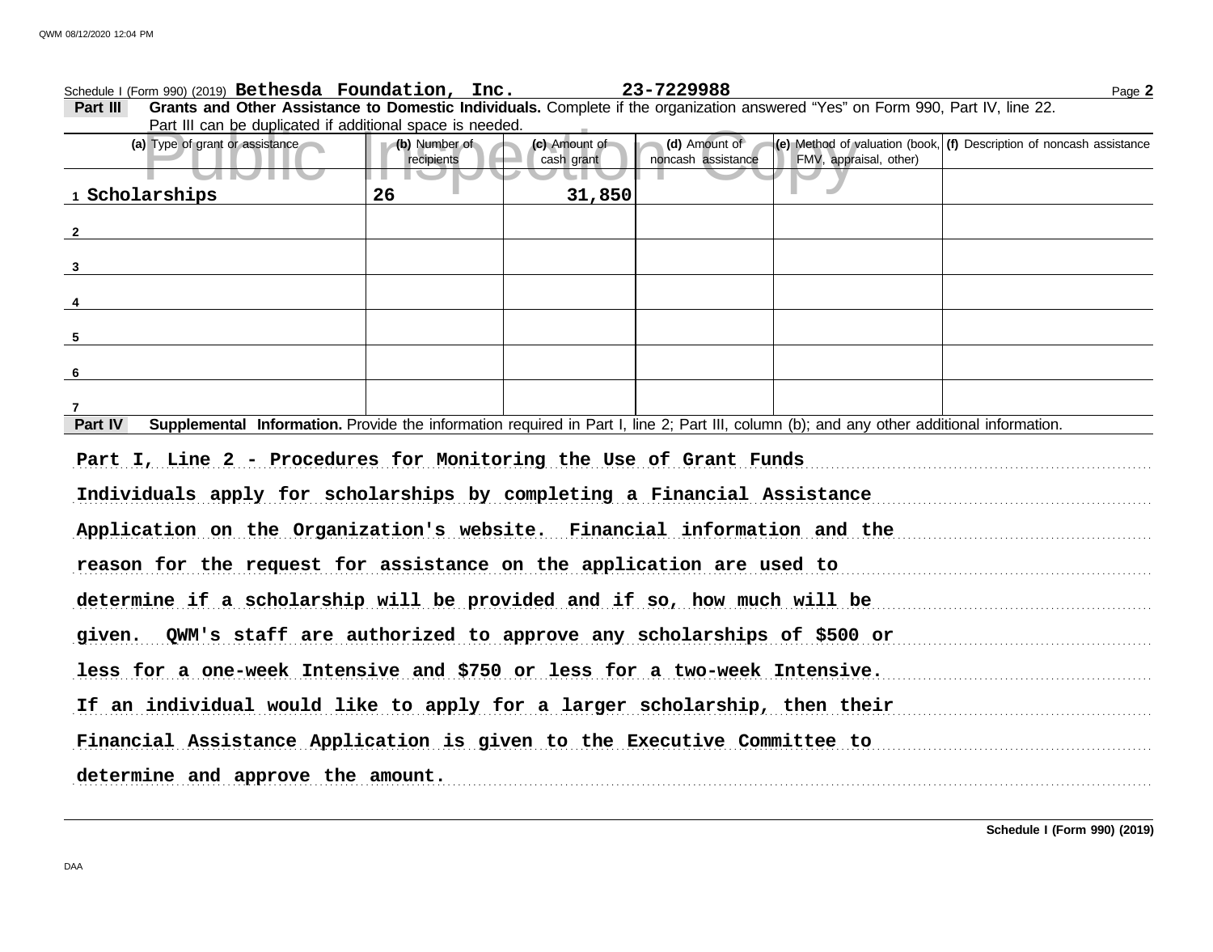Schedule I (Form 990) (2019) **Bethesda Foundation, Inc.** **23-7229988**

**Part III** **Grants and Other Assistance to Domestic Individuals.** Complete if the organization answered "Yes" on Form 990, Part IV, line 22. Part III can be duplicated if additional space is needed.

| (a) Type of grant or assistance | (b) Number of recipients | (c) Amount of cash grant | (d) Amount of noncash assistance | (e) Method of valuation (book, FMV, appraisal, other) | (f) Description of noncash assistance |
|---|---|---|---|---|---|
| 1 Scholarships | 26 | 31,850 | | | |
| 2 | | | | | |
| 3 | | | | | |
| 4 | | | | | |
| 5 | | | | | |
| 6 | | | | | |
| 7 | | | | | |

**Part IV** **Supplemental Information.** Provide the information required in Part I, line 2; Part III, column (b); and any other additional information.

Part I, Line 2 - Procedures for Monitoring the Use of Grant Funds

Individuals apply for scholarships by completing a Financial Assistance Application on the Organization's website. Financial information and the reason for the request for assistance on the application are used to determine if a scholarship will be provided and if so, how much will be given. QWM's staff are authorized to approve any scholarships of $500 or less for a one-week Intensive and $750 or less for a two-week Intensive. If an individual would like to apply for a larger scholarship, then their Financial Assistance Application is given to the Executive Committee to determine and approve the amount.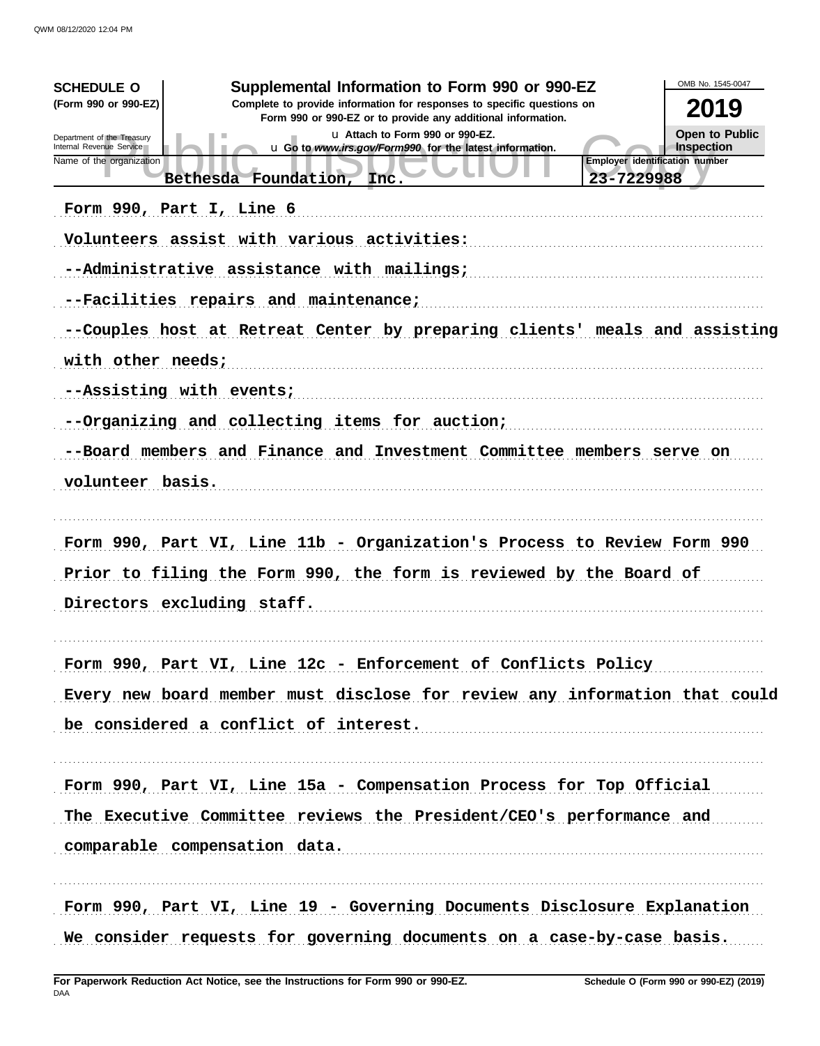**SCHEDULE O**
**(Form 990 or 990-EZ)**

Department of the Treasury
Internal Revenue Service

# Supplemental Information to Form 990 or 990-EZ

**Complete to provide information for responses to specific questions on Form 990 or 990-EZ or to provide any additional information.**

u Attach to Form 990 or 990-EZ.

u **Go to** ***www.irs.gov/Form990*** **for the latest information.**

OMB No. 1545-0047

**2019**

**Open to Public Inspection**

| Name of the organization | Employer identification number |
|---|---|
| Bethesda Foundation, Inc. | 23-7229988 |

Form 990, Part I, Line 6

Volunteers assist with various activities:

--Administrative assistance with mailings;

--Facilities repairs and maintenance;

--Couples host at Retreat Center by preparing clients' meals and assisting with other needs;

--Assisting with events;

--Organizing and collecting items for auction;

--Board members and Finance and Investment Committee members serve on volunteer basis.

Form 990, Part VI, Line 11b - Organization's Process to Review Form 990

Prior to filing the Form 990, the form is reviewed by the Board of Directors excluding staff.

Form 990, Part VI, Line 12c - Enforcement of Conflicts Policy

Every new board member must disclose for review any information that could be considered a conflict of interest.

Form 990, Part VI, Line 15a - Compensation Process for Top Official

The Executive Committee reviews the President/CEO's performance and comparable compensation data.

Form 990, Part VI, Line 19 - Governing Documents Disclosure Explanation

We consider requests for governing documents on a case-by-case basis.

**For Paperwork Reduction Act Notice, see the Instructions for Form 990 or 990-EZ.** **Schedule O (Form 990 or 990-EZ) (2019)**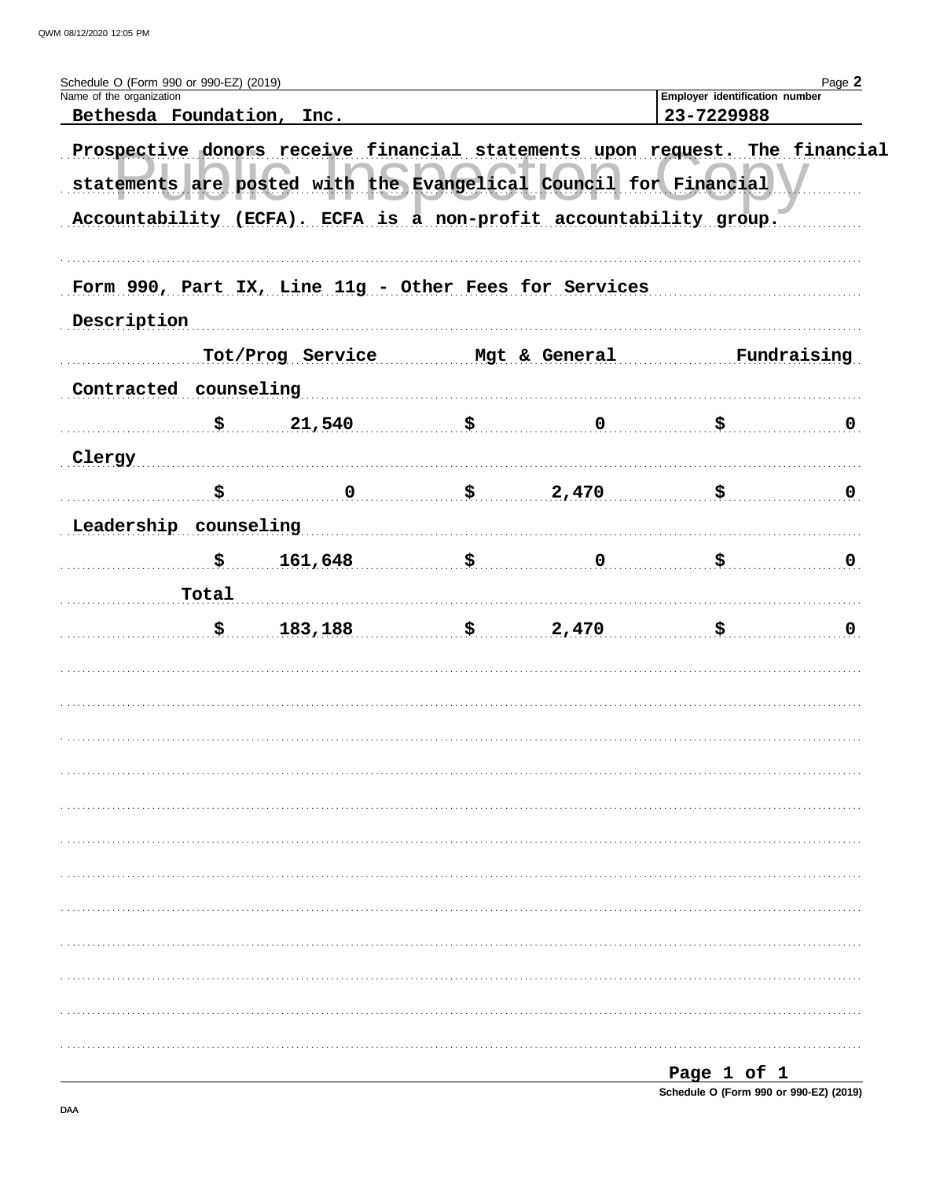Schedule O (Form 990 or 990-EZ) (2019)

| Name of the organization | Employer identification number |
|---|---|
| Bethesda Foundation, Inc. | 23-7229988 |

Prospective donors receive financial statements upon request. The financial statements are posted with the Evangelical Council for Financial Accountability (ECFA). ECFA is a non-profit accountability group.

Form 990, Part IX, Line 11g - Other Fees for Services

| Description | Tot/Prog Service | Mgt & General | Fundraising |
|---|---|---|---|
| Contracted counseling | $ 21,540 | $ 0 | $ 0 |
| Clergy | $ 0 | $ 2,470 | $ 0 |
| Leadership counseling | $ 161,648 | $ 0 | $ 0 |
| Total | $ 183,188 | $ 2,470 | $ 0 |

Schedule O (Form 990 or 990-EZ) (2019)